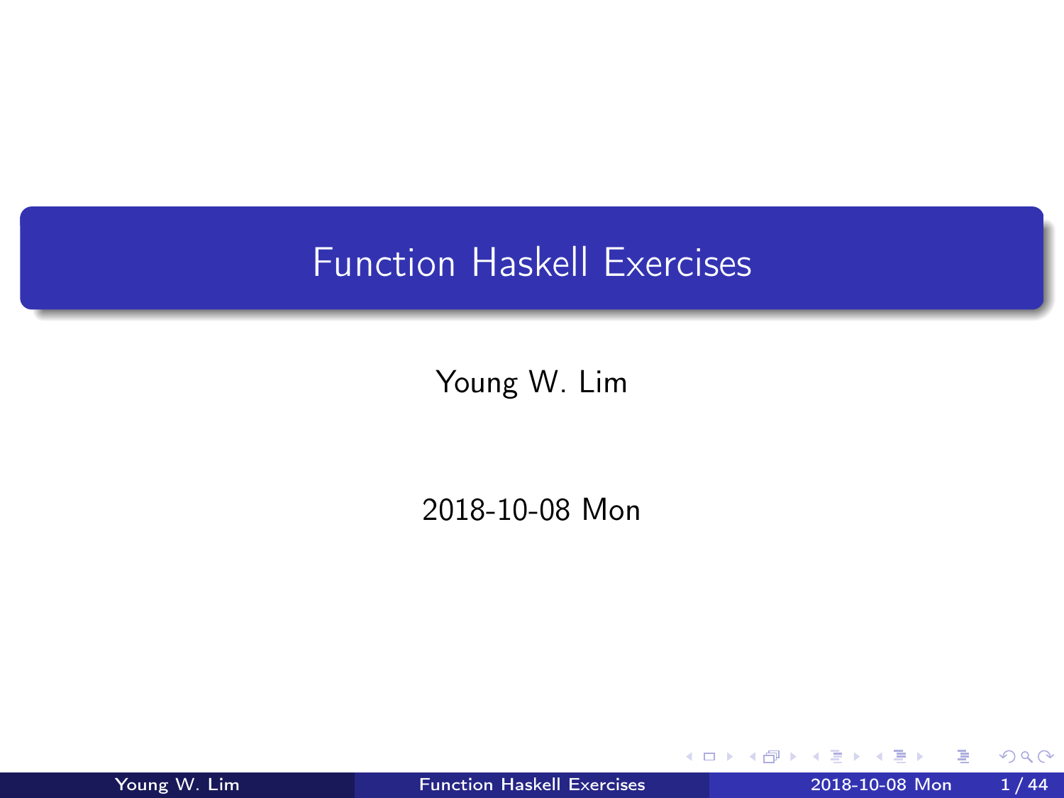# Function Haskell Exercises

Young W. Lim

2018-10-08 Mon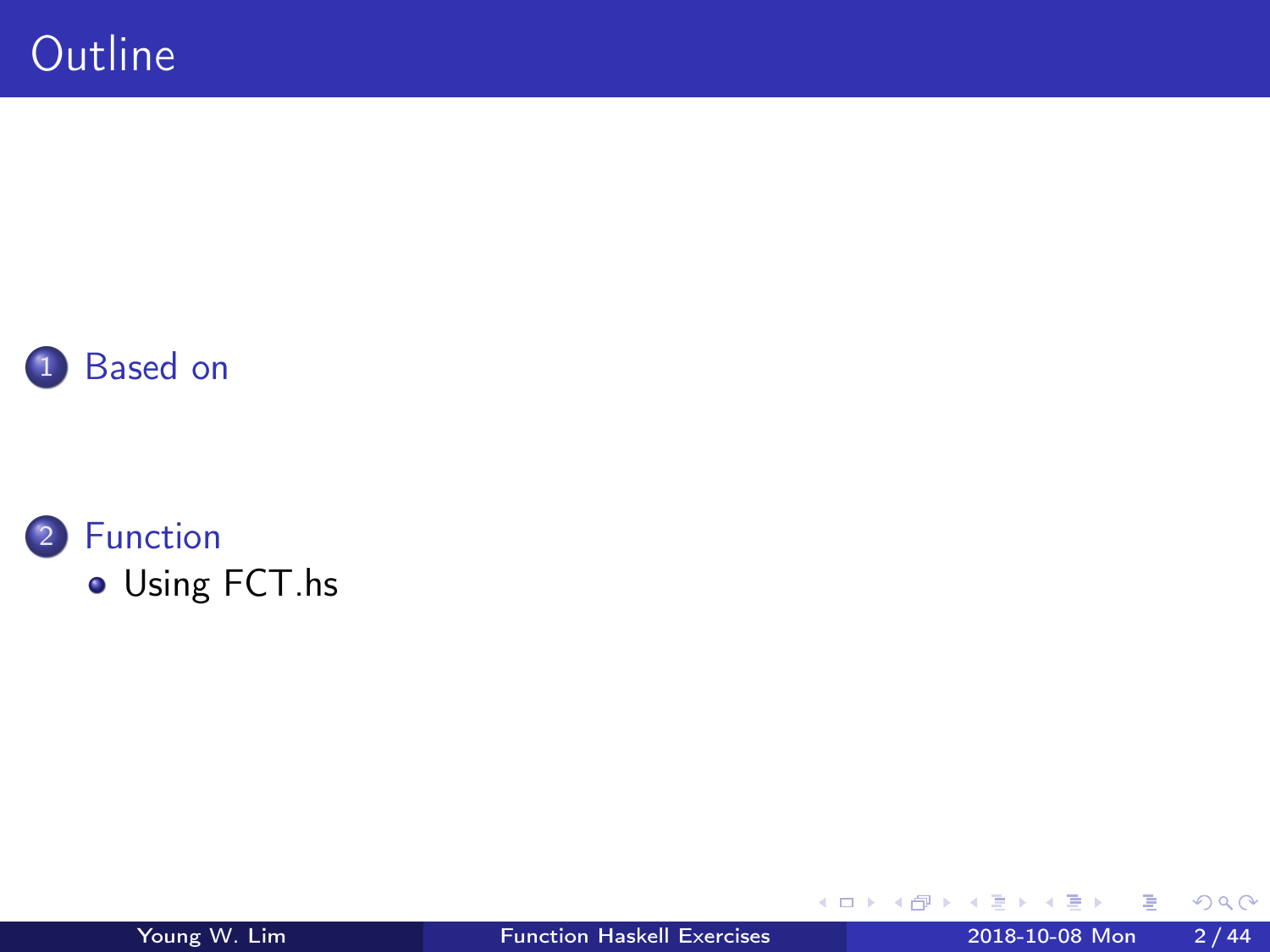# Outline

1. Based on

2. Function
   - Using FCT.hs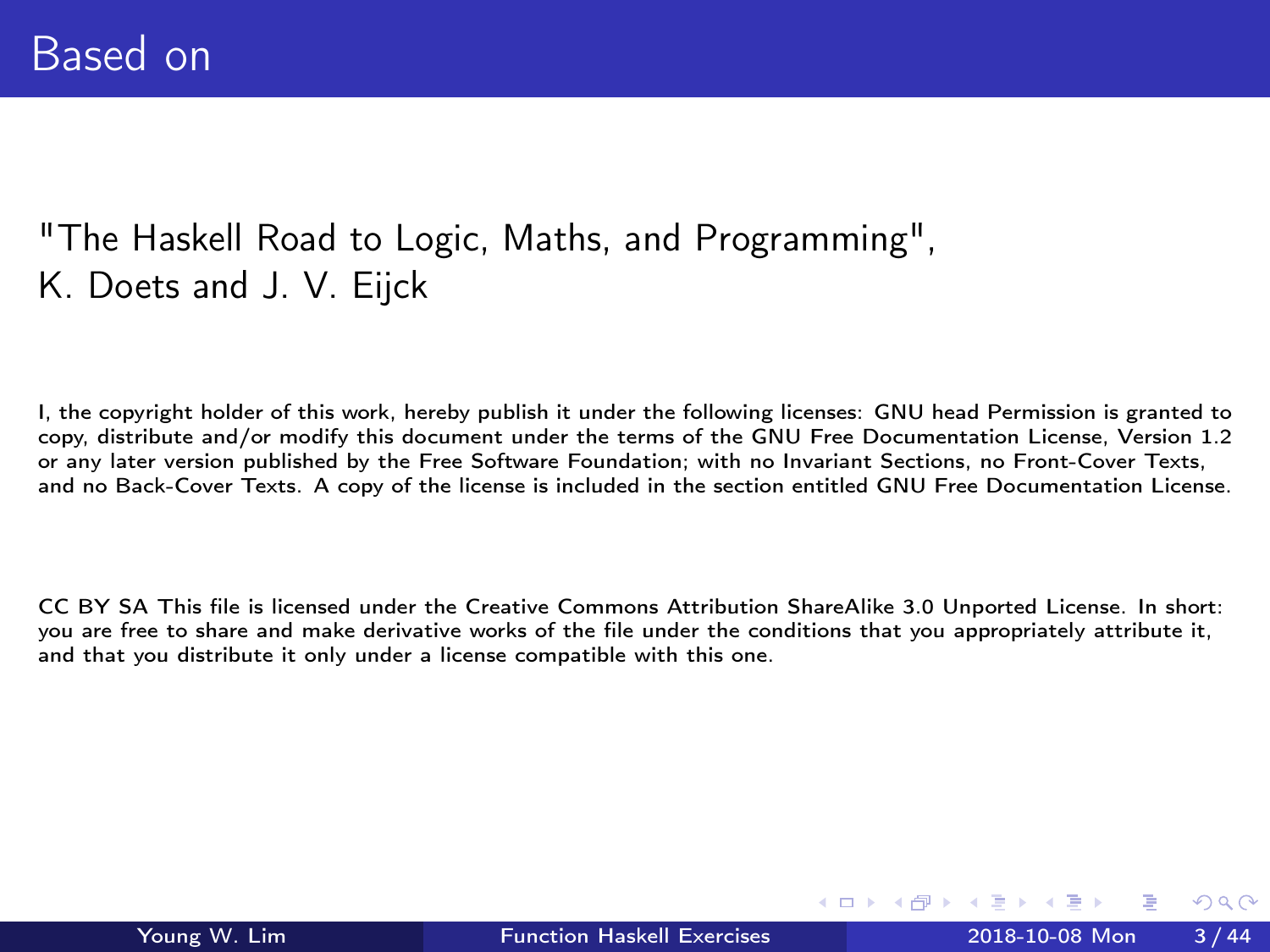# Based on

"The Haskell Road to Logic, Maths, and Programming",
K. Doets and J. V. Eijck

I, the copyright holder of this work, hereby publish it under the following licenses: GNU head Permission is granted to copy, distribute and/or modify this document under the terms of the GNU Free Documentation License, Version 1.2 or any later version published by the Free Software Foundation; with no Invariant Sections, no Front-Cover Texts, and no Back-Cover Texts. A copy of the license is included in the section entitled GNU Free Documentation License.

CC BY SA This file is licensed under the Creative Commons Attribution ShareAlike 3.0 Unported License. In short: you are free to share and make derivative works of the file under the conditions that you appropriately attribute it, and that you distribute it only under a license compatible with this one.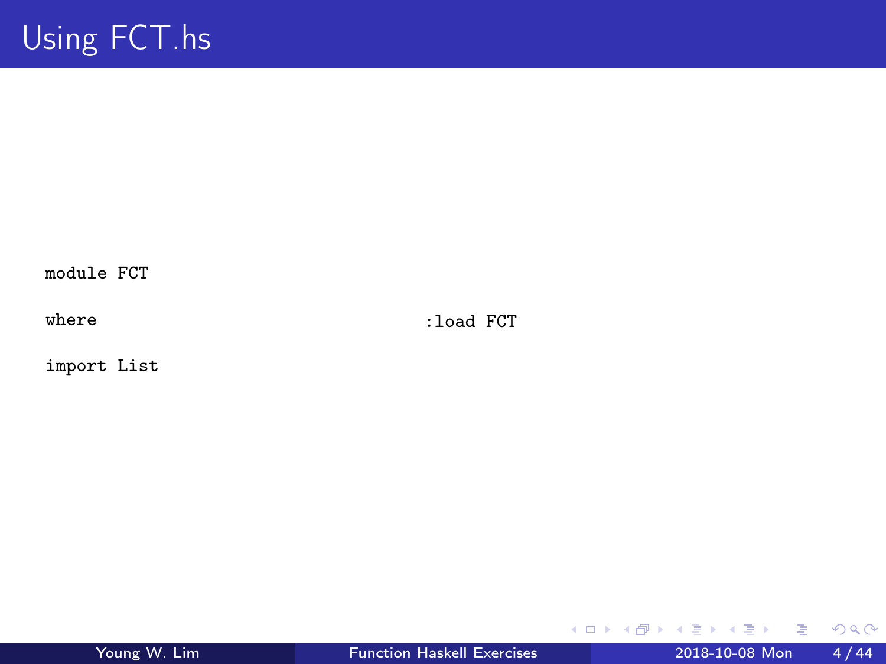# Using FCT.hs

```
module FCT

where

import List
```

```
:load FCT
```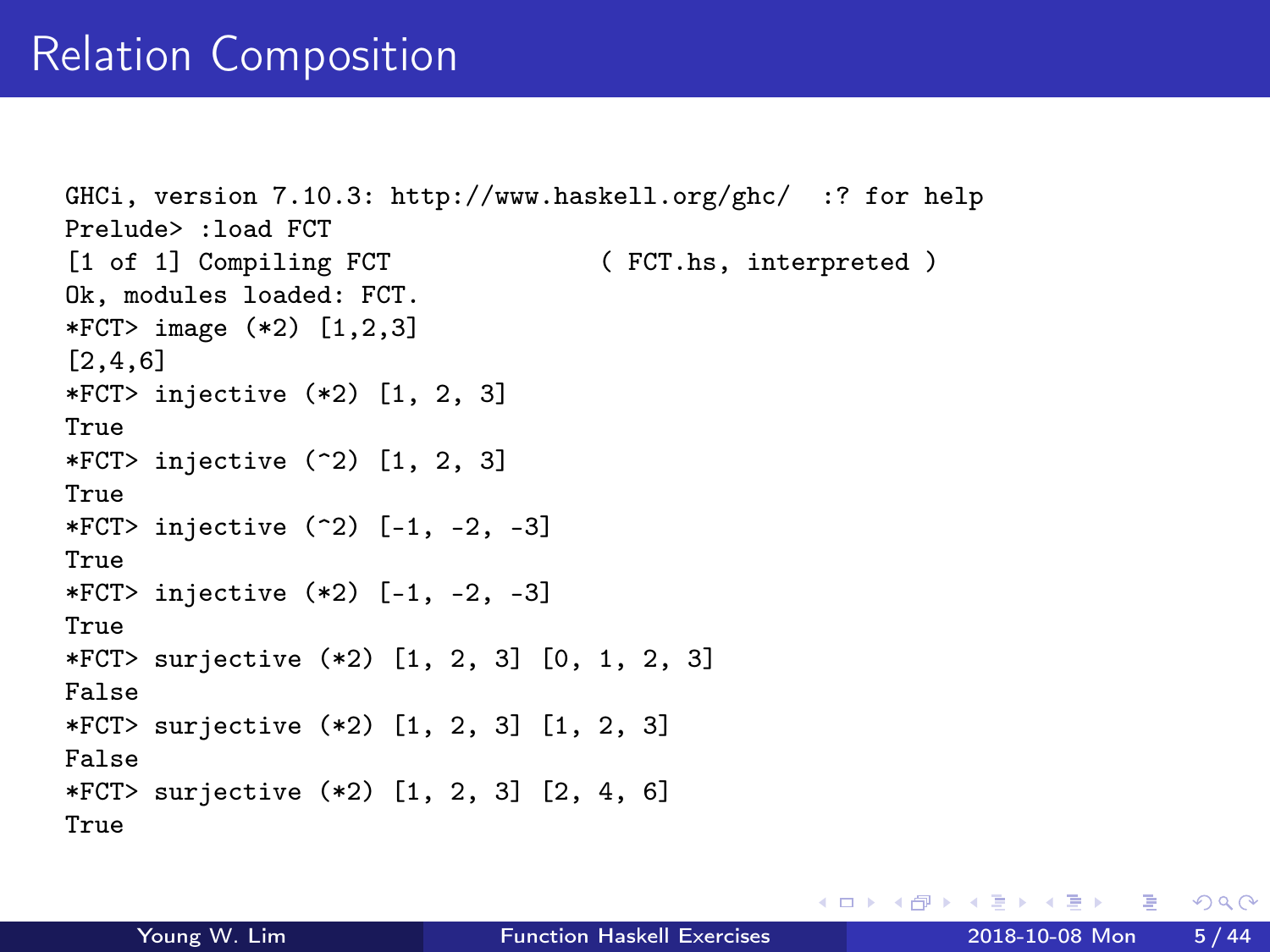# Relation Composition

```
GHCi, version 7.10.3: http://www.haskell.org/ghc/  :? for help
Prelude> :load FCT
[1 of 1] Compiling FCT              ( FCT.hs, interpreted )
Ok, modules loaded: FCT.
*FCT> image (*2) [1,2,3]
[2,4,6]
*FCT> injective (*2) [1, 2, 3]
True
*FCT> injective (^2) [1, 2, 3]
True
*FCT> injective (^2) [-1, -2, -3]
True
*FCT> injective (*2) [-1, -2, -3]
True
*FCT> surjective (*2) [1, 2, 3] [0, 1, 2, 3]
False
*FCT> surjective (*2) [1, 2, 3] [1, 2, 3]
False
*FCT> surjective (*2) [1, 2, 3] [2, 4, 6]
True
```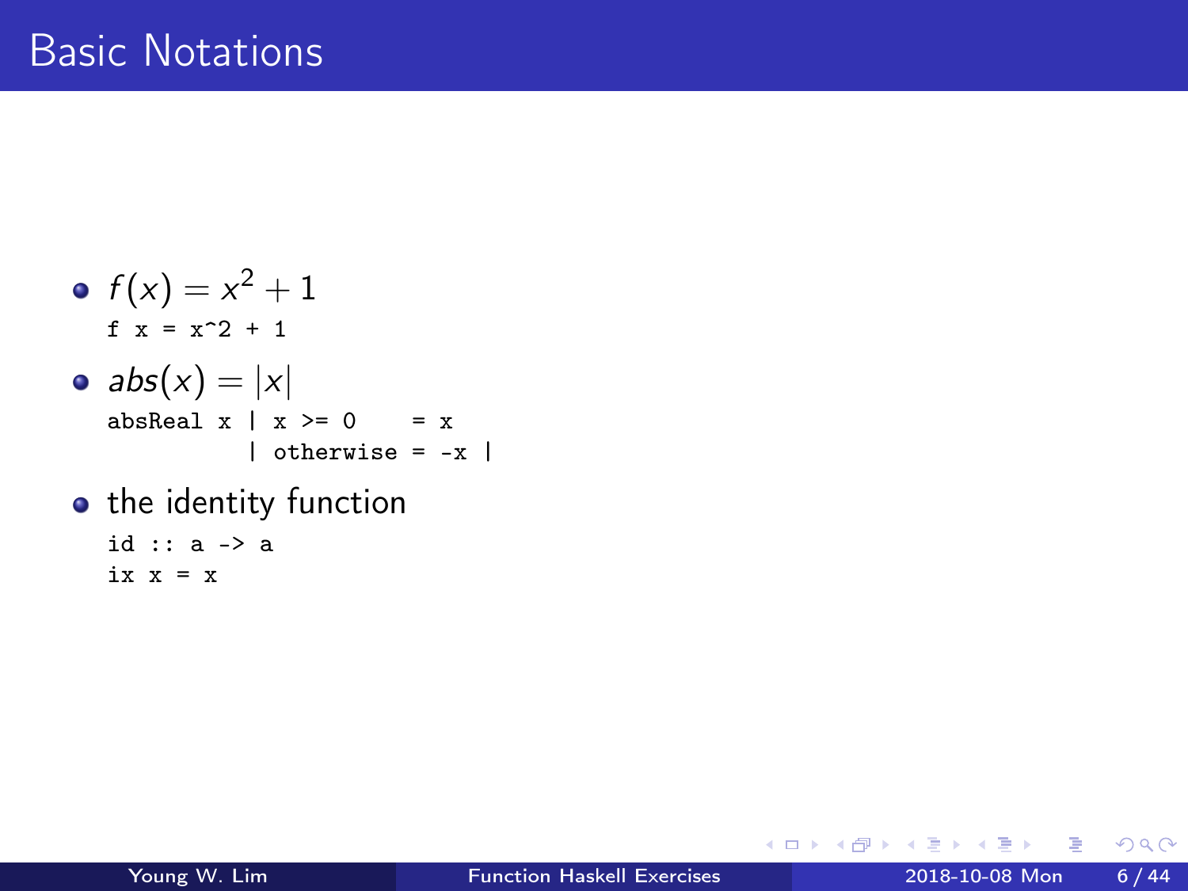# Basic Notations

- $f(x) = x^2 + 1$

```
f x = x^2 + 1
```

- $abs(x) = |x|$

```
absReal x | x >= 0    = x
          | otherwise = -x |
```

- the identity function

```
id :: a -> a
ix x = x
```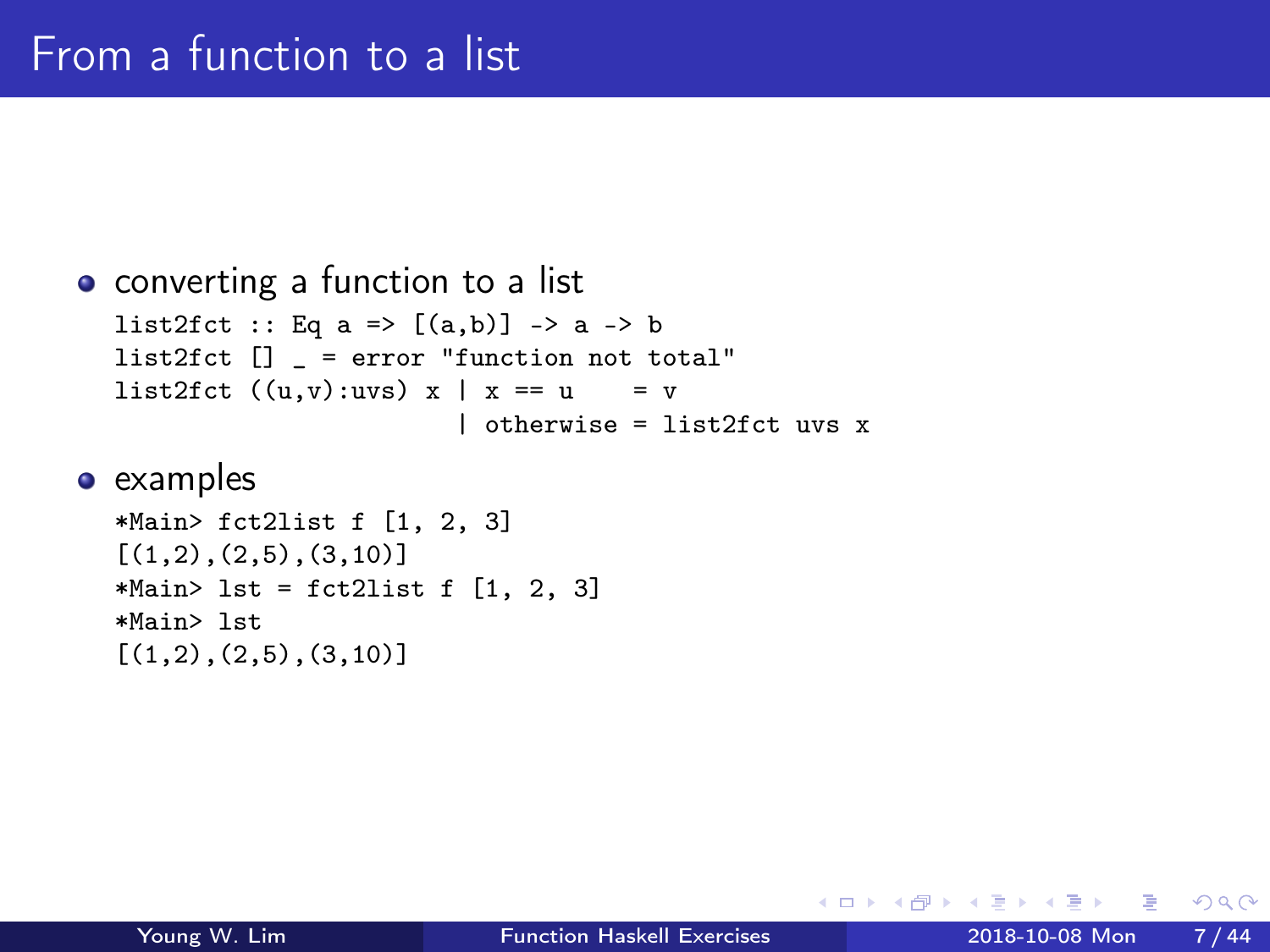# From a function to a list

- converting a function to a list

```
list2fct :: Eq a => [(a,b)] -> a -> b
list2fct [] _ = error "function not total"
list2fct ((u,v):uvs) x | x == u    = v
                       | otherwise = list2fct uvs x
```

- examples

```
*Main> fct2list f [1, 2, 3]
[(1,2),(2,5),(3,10)]
*Main> lst = fct2list f [1, 2, 3]
*Main> lst
[(1,2),(2,5),(3,10)]
```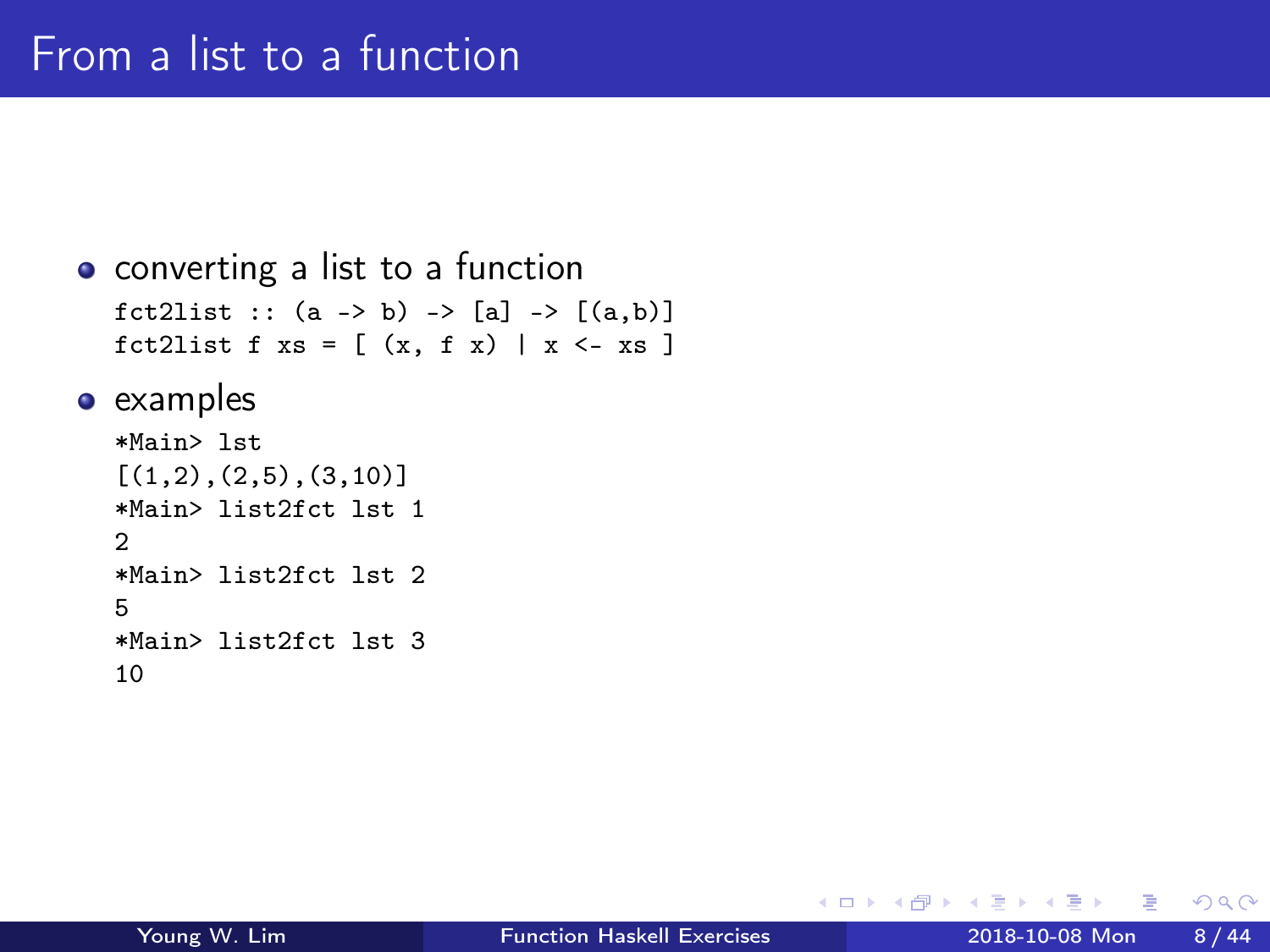# From a list to a function

- converting a list to a function

```
fct2list :: (a -> b) -> [a] -> [(a,b)]
fct2list f xs = [ (x, f x) | x <- xs ]
```

- examples

```
*Main> lst
[(1,2),(2,5),(3,10)]
*Main> list2fct lst 1
2
*Main> list2fct lst 2
5
*Main> list2fct lst 3
10
```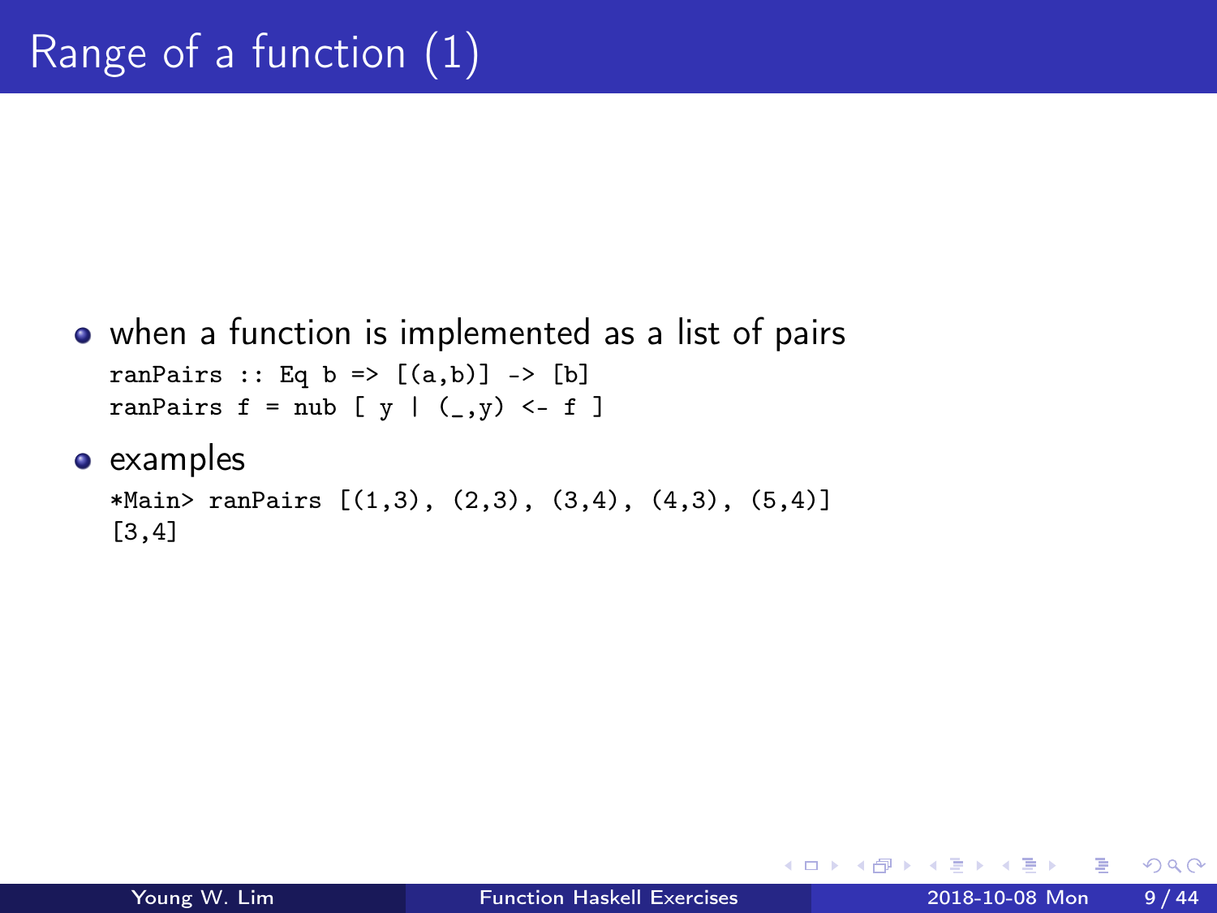# Range of a function (1)

- when a function is implemented as a list of pairs

```
ranPairs :: Eq b => [(a,b)] -> [b]
ranPairs f = nub [ y | (_,y) <- f ]
```

- examples

```
*Main> ranPairs [(1,3), (2,3), (3,4), (4,3), (5,4)]
[3,4]
```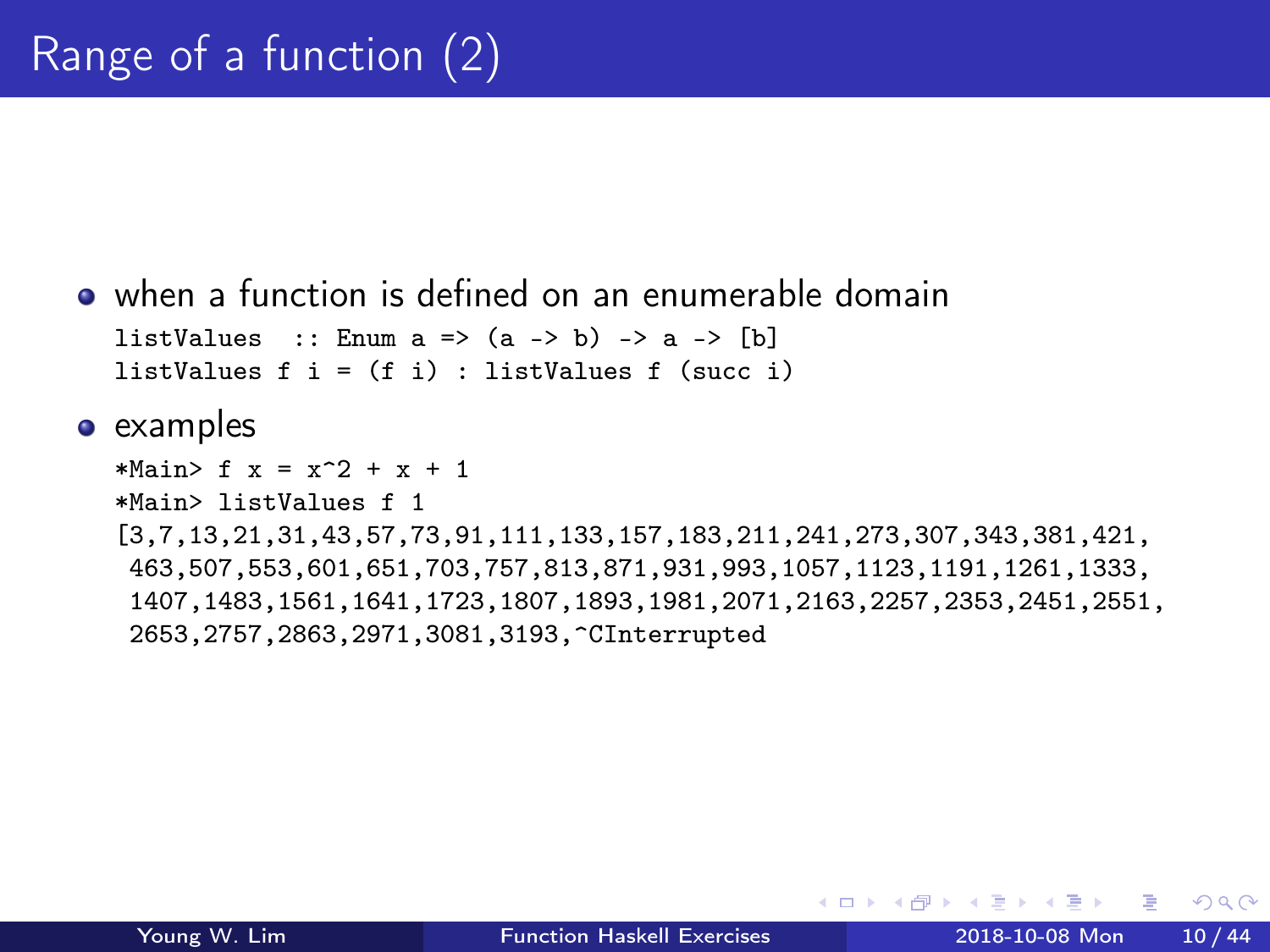# Range of a function (2)

- when a function is defined on an enumerable domain

```
listValues  :: Enum a => (a -> b) -> a -> [b]
listValues f i = (f i) : listValues f (succ i)
```

- examples

```
*Main> f x = x^2 + x + 1
*Main> listValues f 1
[3,7,13,21,31,43,57,73,91,111,133,157,183,211,241,273,307,343,381,421,
 463,507,553,601,651,703,757,813,871,931,993,1057,1123,1191,1261,1333,
 1407,1483,1561,1641,1723,1807,1893,1981,2071,2163,2257,2353,2451,2551,
 2653,2757,2863,2971,3081,3193,^CInterrupted
```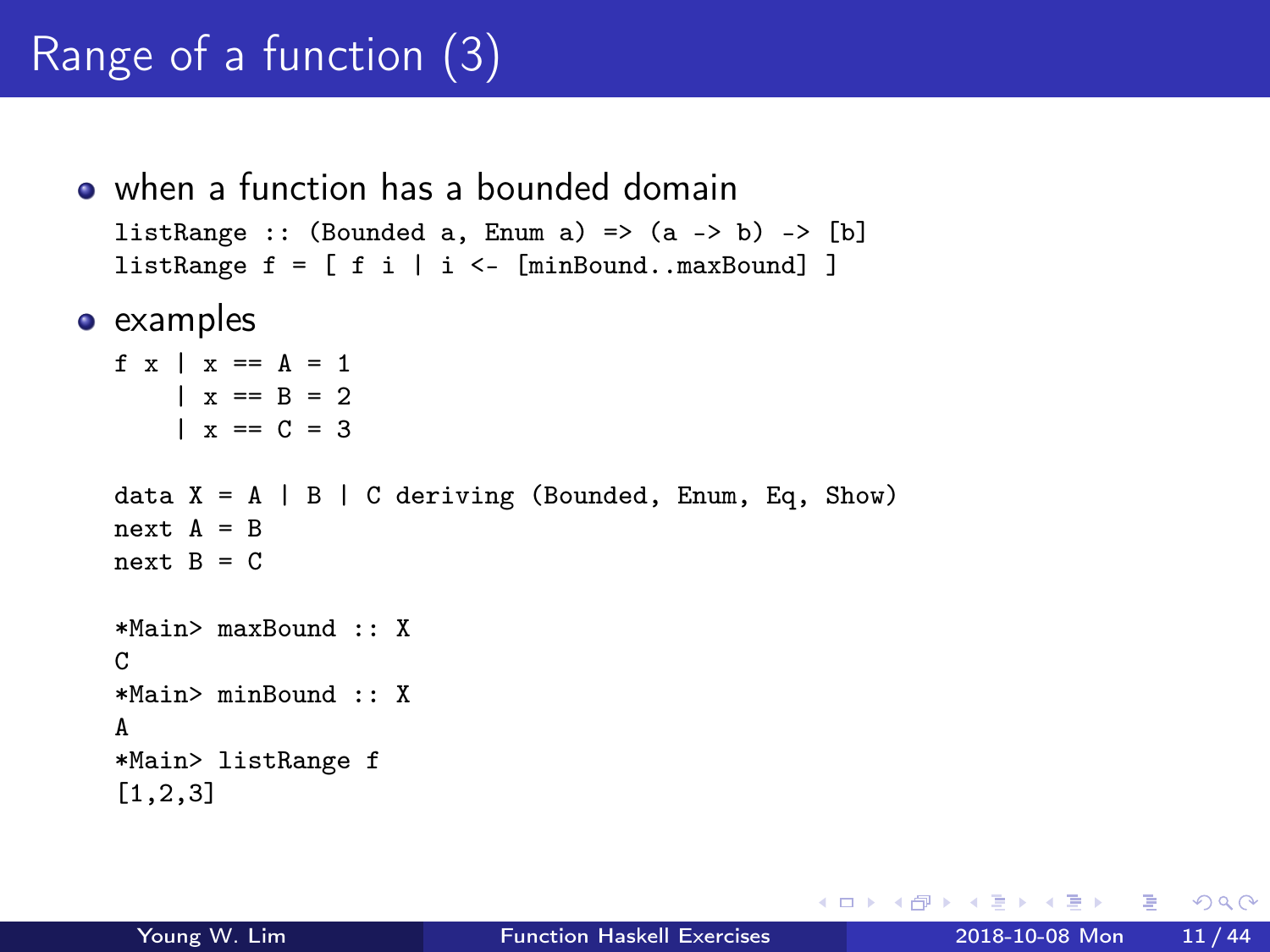# Range of a function (3)

- when a function has a bounded domain

```
listRange :: (Bounded a, Enum a) => (a -> b) -> [b]
listRange f = [ f i | i <- [minBound..maxBound] ]
```

- examples

```
f x | x == A = 1
    | x == B = 2
    | x == C = 3

data X = A | B | C deriving (Bounded, Enum, Eq, Show)
next A = B
next B = C

*Main> maxBound :: X
C
*Main> minBound :: X
A
*Main> listRange f
[1,2,3]
```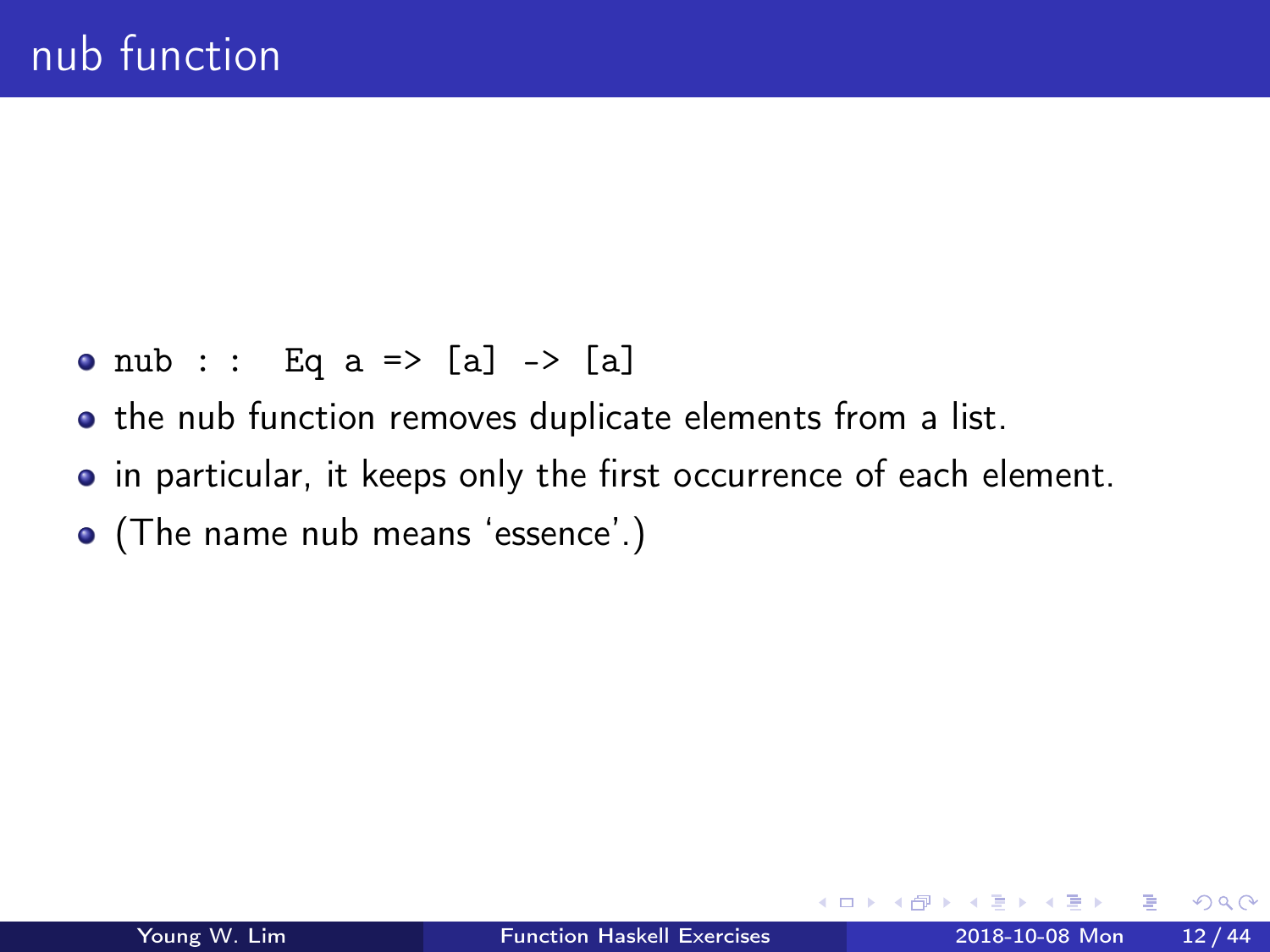# nub function

- `nub : :  Eq a => [a] -> [a]`
- the nub function removes duplicate elements from a list.
- in particular, it keeps only the first occurrence of each element.
- (The name nub means ‘essence’.)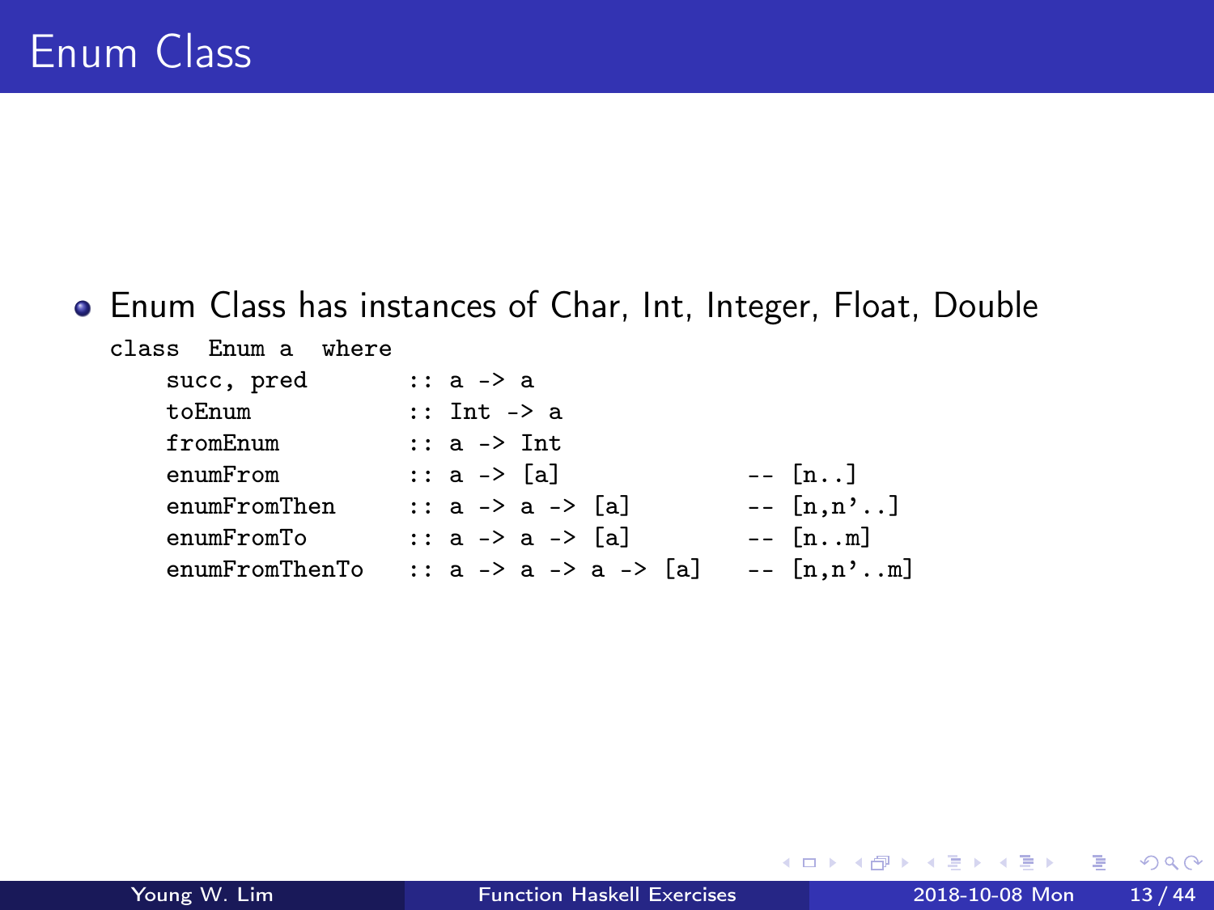# Enum Class

- Enum Class has instances of Char, Int, Integer, Float, Double

```
class  Enum a  where
    succ, pred        :: a -> a
    toEnum            :: Int -> a
    fromEnum          :: a -> Int
    enumFrom          :: a -> [a]             -- [n..]
    enumFromThen      :: a -> a -> [a]        -- [n,n'..]
    enumFromTo        :: a -> a -> [a]        -- [n..m]
    enumFromThenTo    :: a -> a -> a -> [a]   -- [n,n'..m]
```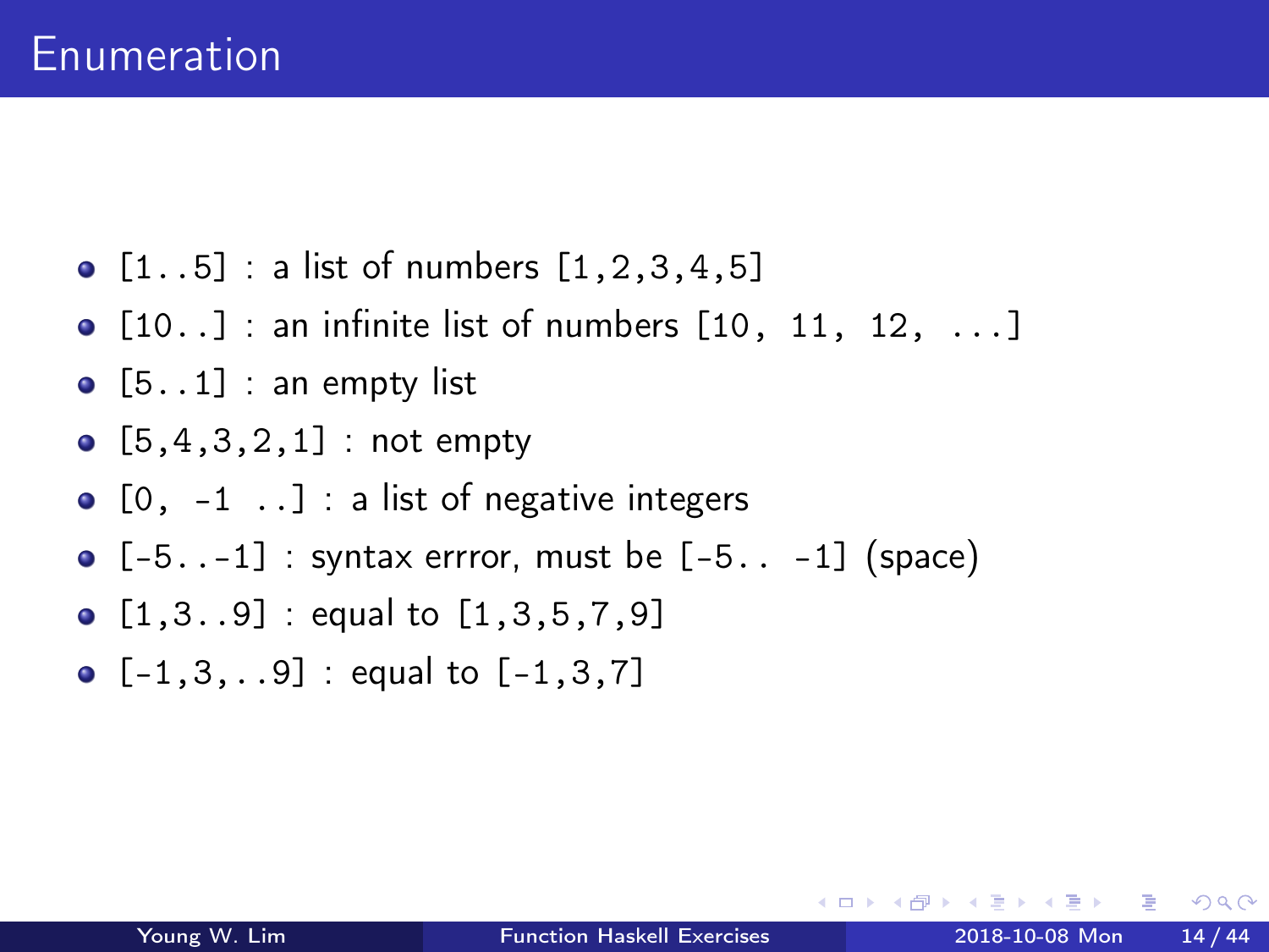# Enumeration

- [1..5] : a list of numbers [1,2,3,4,5]
- [10..] : an infinite list of numbers [10, 11, 12, ...]
- [5..1] : an empty list
- [5,4,3,2,1] : not empty
- [0, -1 ..] : a list of negative integers
- [-5..-1] : syntax errror, must be [-5.. -1] (space)
- [1,3..9] : equal to [1,3,5,7,9]
- [-1,3,..9] : equal to [-1,3,7]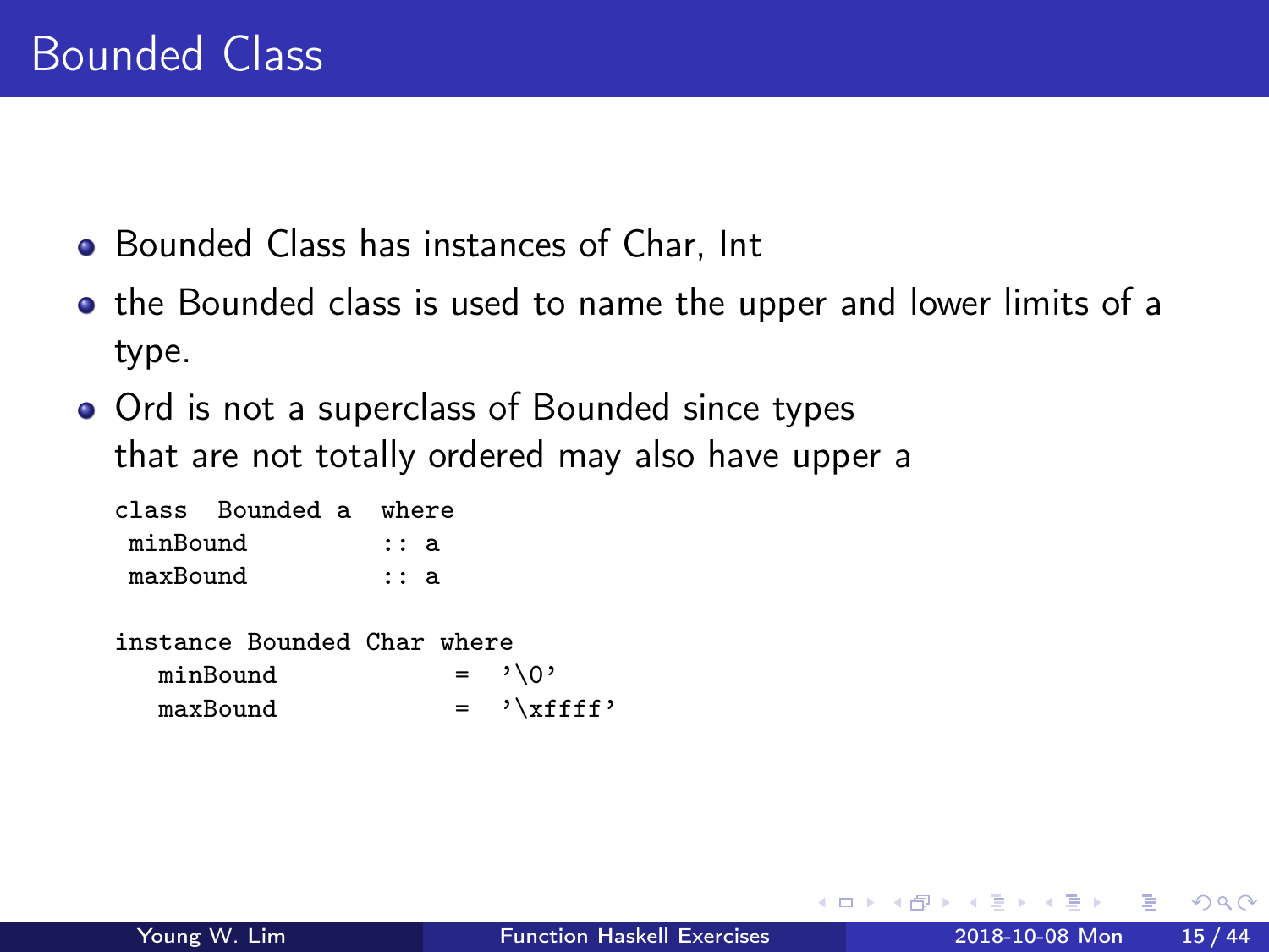# Bounded Class

- Bounded Class has instances of Char, Int
- the Bounded class is used to name the upper and lower limits of a type.
- Ord is not a superclass of Bounded since types that are not totally ordered may also have upper a

```
class  Bounded a  where
 minBound         :: a
 maxBound         :: a

instance Bounded Char where
   minBound            =  '\0'
   maxBound            =  '\xffff'
```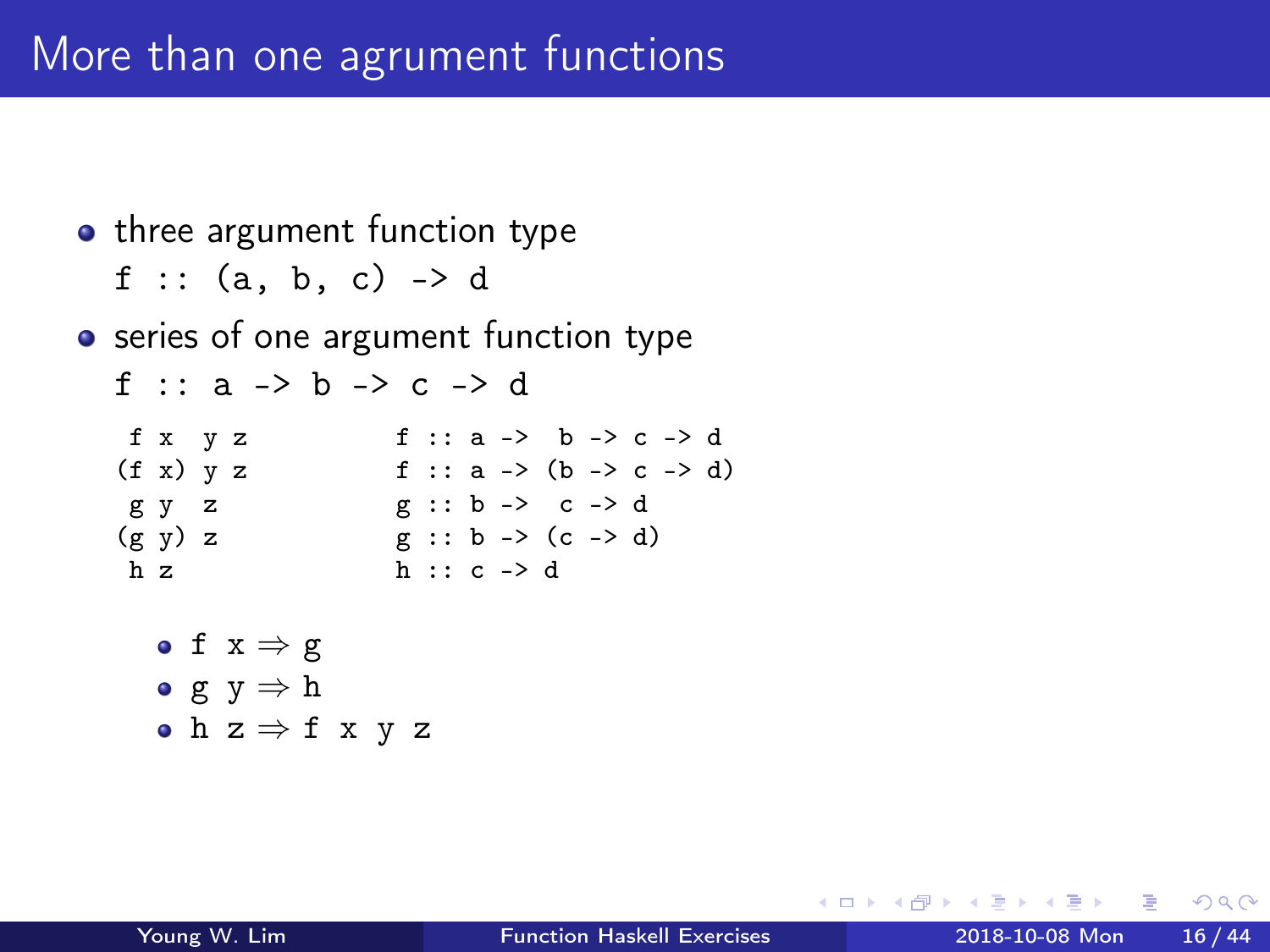# More than one agrument functions

- three argument function type
  `f :: (a, b, c) -> d`
- series of one argument function type
  `f :: a -> b -> c -> d`

```
 f x  y z          f :: a ->  b -> c -> d
(f x) y z          f :: a -> (b -> c -> d)
 g y  z            g :: b ->  c -> d
(g y) z            g :: b -> (c -> d)
 h z               h :: c -> d
```

  - f x ⇒ g
  - g y ⇒ h
  - h z ⇒ f x y z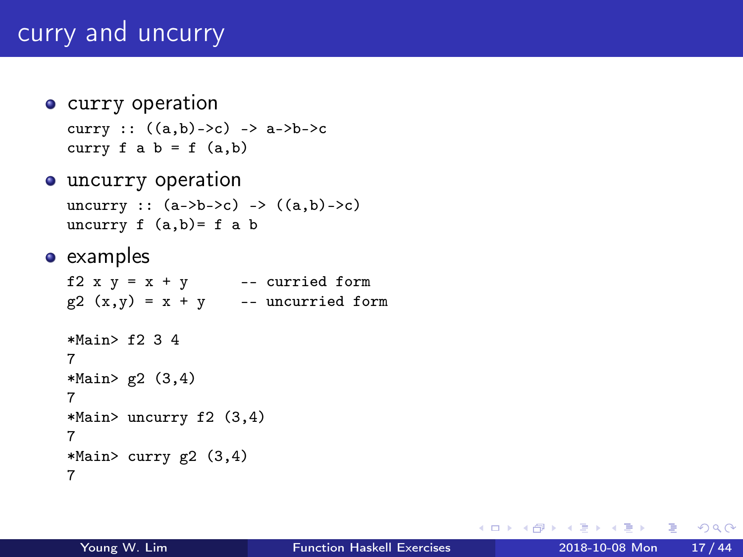# curry and uncurry

- curry operation

```
curry :: ((a,b)->c) -> a->b->c
curry f a b = f (a,b)
```

- uncurry operation

```
uncurry :: (a->b->c) -> ((a,b)->c)
uncurry f (a,b)= f a b
```

- examples

```
f2 x y = x + y       -- curried form
g2 (x,y) = x + y     -- uncurried form

*Main> f2 3 4
7
*Main> g2 (3,4)
7
*Main> uncurry f2 (3,4)
7
*Main> curry g2 (3,4)
7
```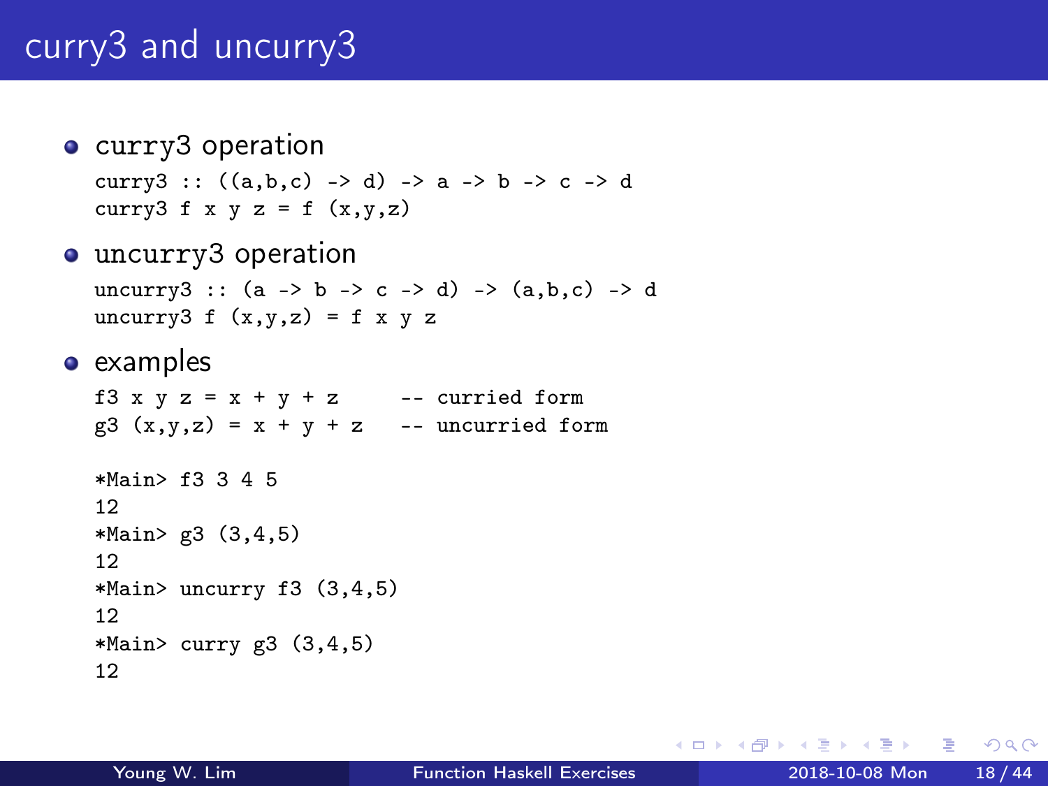# curry3 and uncurry3

- curry3 operation

```
curry3 :: ((a,b,c) -> d) -> a -> b -> c -> d
curry3 f x y z = f (x,y,z)
```

- uncurry3 operation

```
uncurry3 :: (a -> b -> c -> d) -> (a,b,c) -> d
uncurry3 f (x,y,z) = f x y z
```

- examples

```
f3 x y z = x + y + z      -- curried form
g3 (x,y,z) = x + y + z    -- uncurried form

*Main> f3 3 4 5
12
*Main> g3 (3,4,5)
12
*Main> uncurry f3 (3,4,5)
12
*Main> curry g3 (3,4,5)
12
```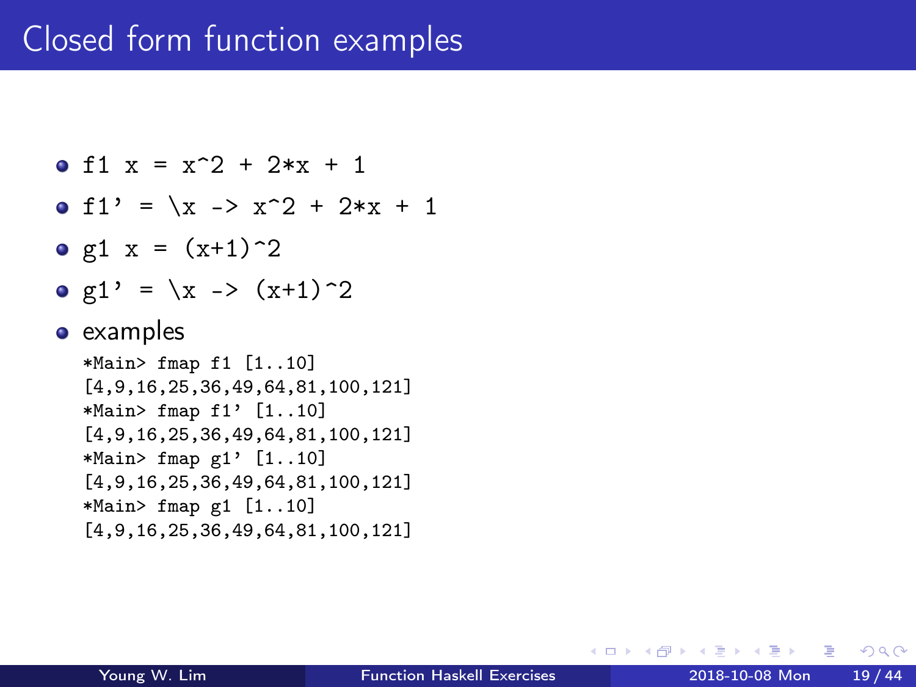# Closed form function examples

- `f1 x = x^2 + 2*x + 1`
- `f1' = \x -> x^2 + 2*x + 1`
- `g1 x = (x+1)^2`
- `g1' = \x -> (x+1)^2`
- examples

```
*Main> fmap f1 [1..10]
[4,9,16,25,36,49,64,81,100,121]
*Main> fmap f1' [1..10]
[4,9,16,25,36,49,64,81,100,121]
*Main> fmap g1' [1..10]
[4,9,16,25,36,49,64,81,100,121]
*Main> fmap g1 [1..10]
[4,9,16,25,36,49,64,81,100,121]
```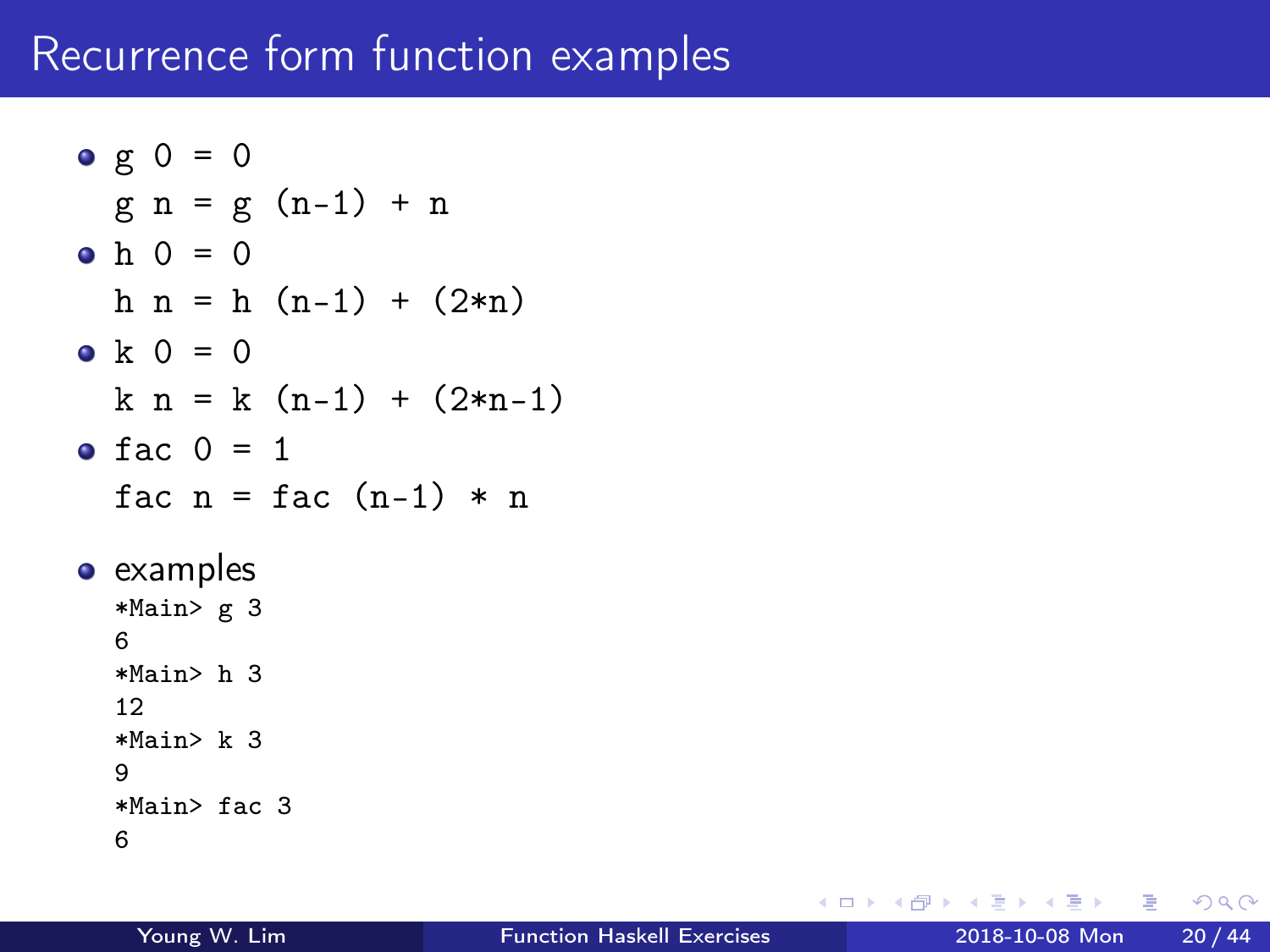# Recurrence form function examples

- ```
  g 0 = 0
  g n = g (n-1) + n
  ```
- ```
  h 0 = 0
  h n = h (n-1) + (2*n)
  ```
- ```
  k 0 = 0
  k n = k (n-1) + (2*n-1)
  ```
- ```
  fac 0 = 1
  fac n = fac (n-1) * n
  ```

- examples
  ```
  *Main> g 3
  6
  *Main> h 3
  12
  *Main> k 3
  9
  *Main> fac 3
  6
  ```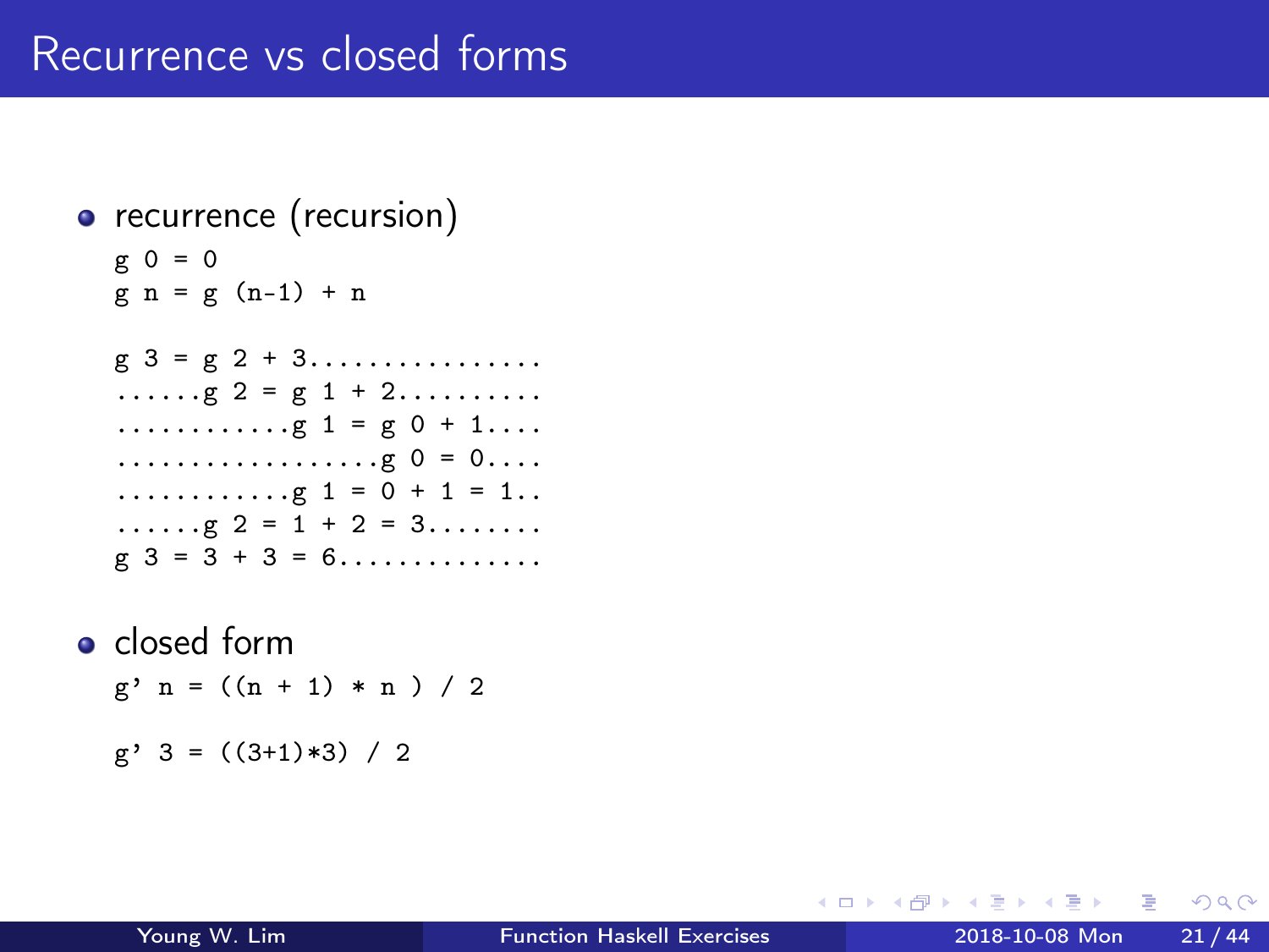# Recurrence vs closed forms

- recurrence (recursion)

```
g 0 = 0
g n = g (n-1) + n

g 3 = g 2 + 3................
......g 2 = g 1 + 2..........
............g 1 = g 0 + 1....
..................g 0 = 0....
............g 1 = 0 + 1 = 1..
......g 2 = 1 + 2 = 3........
g 3 = 3 + 3 = 6..............
```

- closed form

```
g' n = ((n + 1) * n ) / 2

g' 3 = ((3+1)*3) / 2
```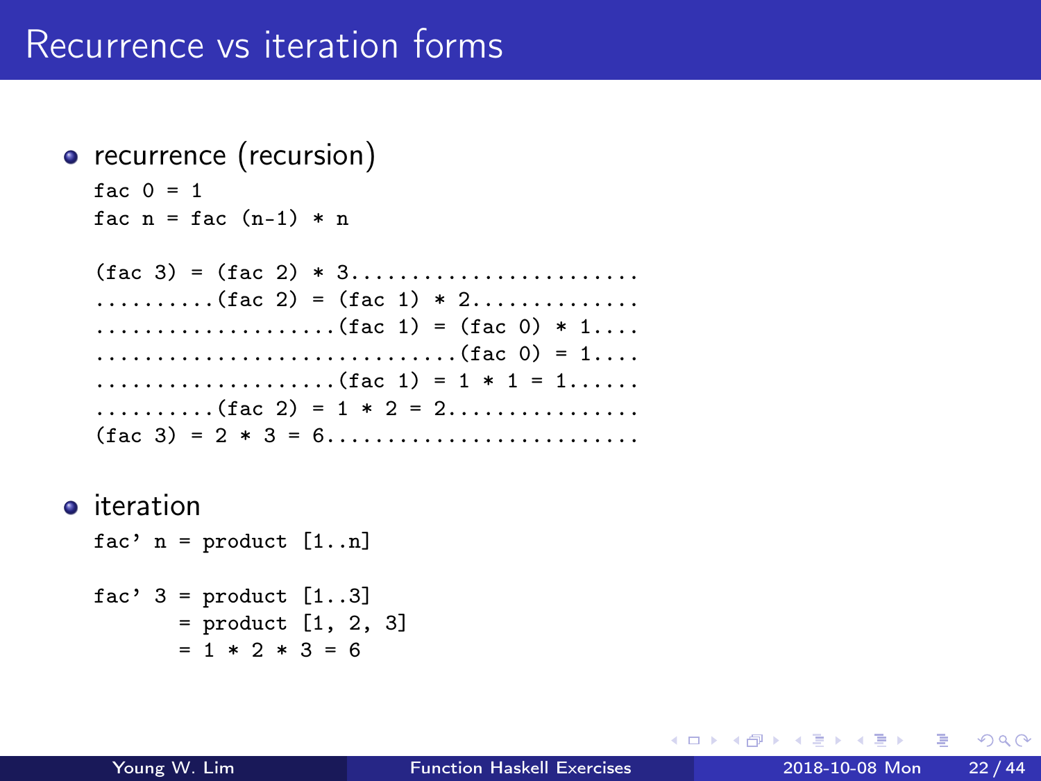# Recurrence vs iteration forms

- recurrence (recursion)

```
fac 0 = 1
fac n = fac (n-1) * n

(fac 3) = (fac 2) * 3.......................
..........(fac 2) = (fac 1) * 2.............
....................(fac 1) = (fac 0) * 1....
..............................(fac 0) = 1....
....................(fac 1) = 1 * 1 = 1......
..........(fac 2) = 1 * 2 = 2...............
(fac 3) = 2 * 3 = 6.........................
```

- iteration

```
fac' n = product [1..n]

fac' 3 = product [1..3]
       = product [1, 2, 3]
       = 1 * 2 * 3 = 6
```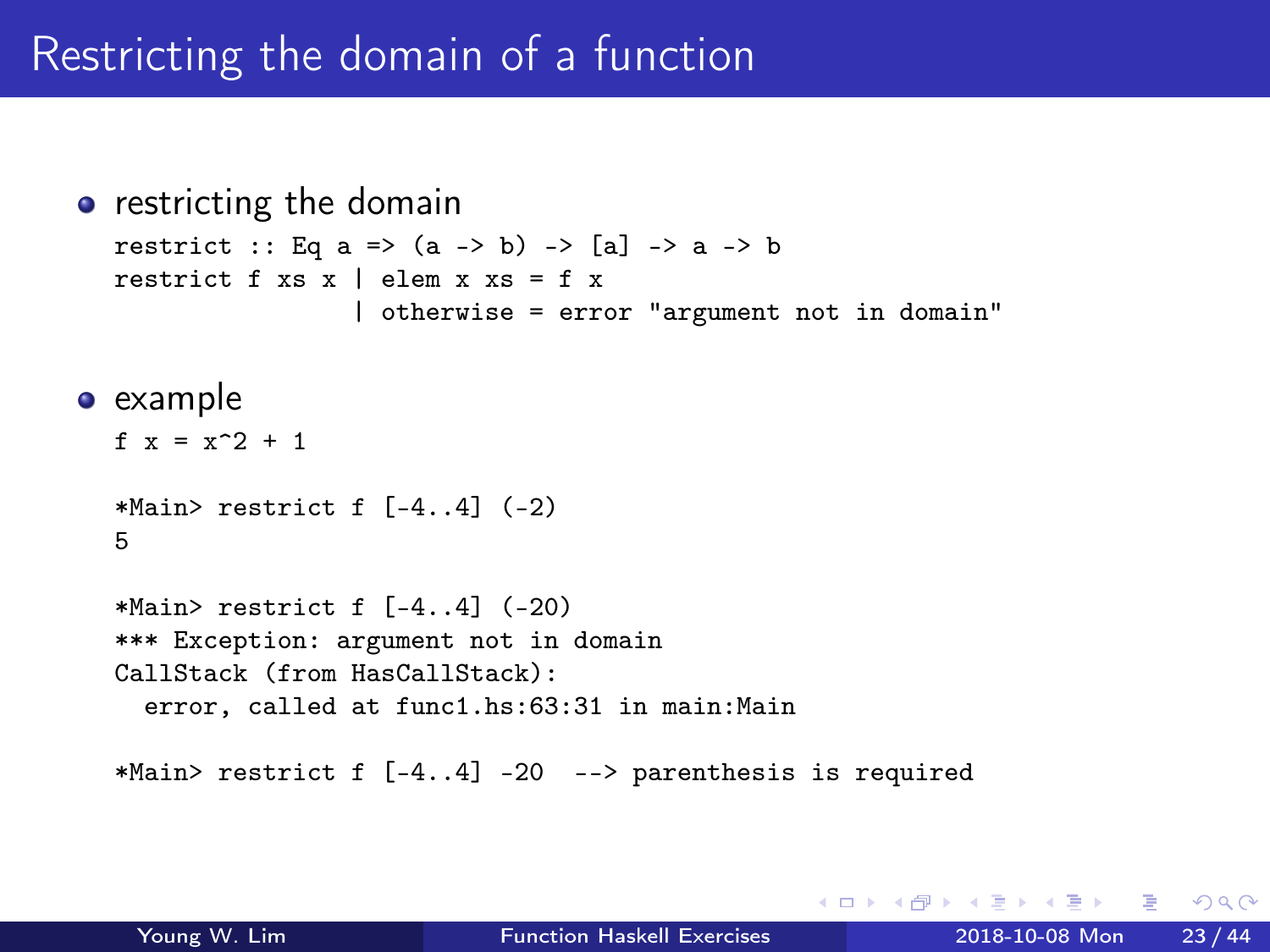# Restricting the domain of a function

- restricting the domain

```
restrict :: Eq a => (a -> b) -> [a] -> a -> b
restrict f xs x | elem x xs = f x
                | otherwise = error "argument not in domain"
```

- example

```
f x = x^2 + 1

*Main> restrict f [-4..4] (-2)
5

*Main> restrict f [-4..4] (-20)
*** Exception: argument not in domain
CallStack (from HasCallStack):
  error, called at func1.hs:63:31 in main:Main

*Main> restrict f [-4..4] -20  --> parenthesis is required
```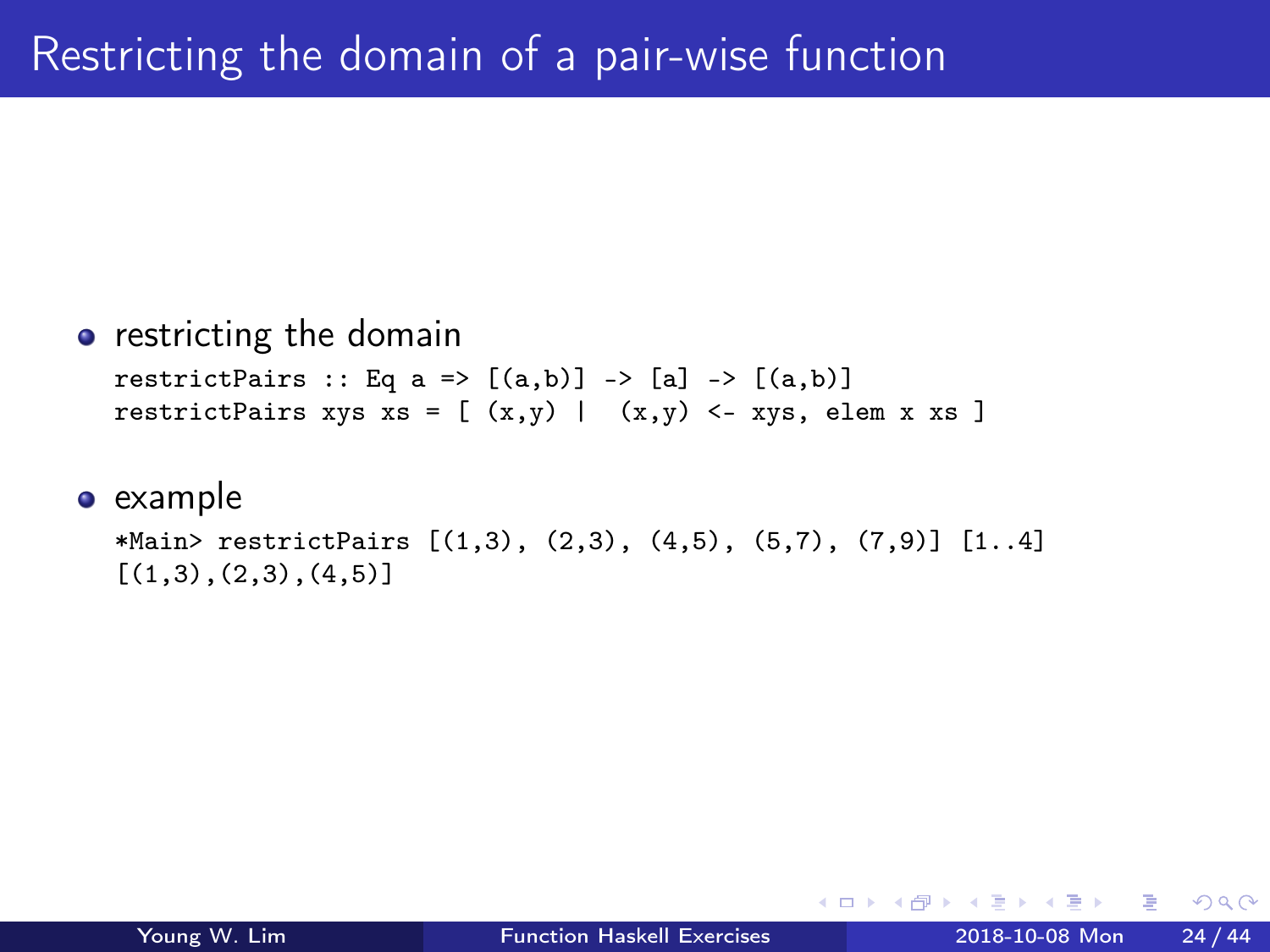# Restricting the domain of a pair-wise function

- restricting the domain

```
restrictPairs :: Eq a => [(a,b)] -> [a] -> [(a,b)]
restrictPairs xys xs = [ (x,y) |  (x,y) <- xys, elem x xs ]
```

- example

```
*Main> restrictPairs [(1,3), (2,3), (4,5), (5,7), (7,9)] [1..4]
[(1,3),(2,3),(4,5)]
```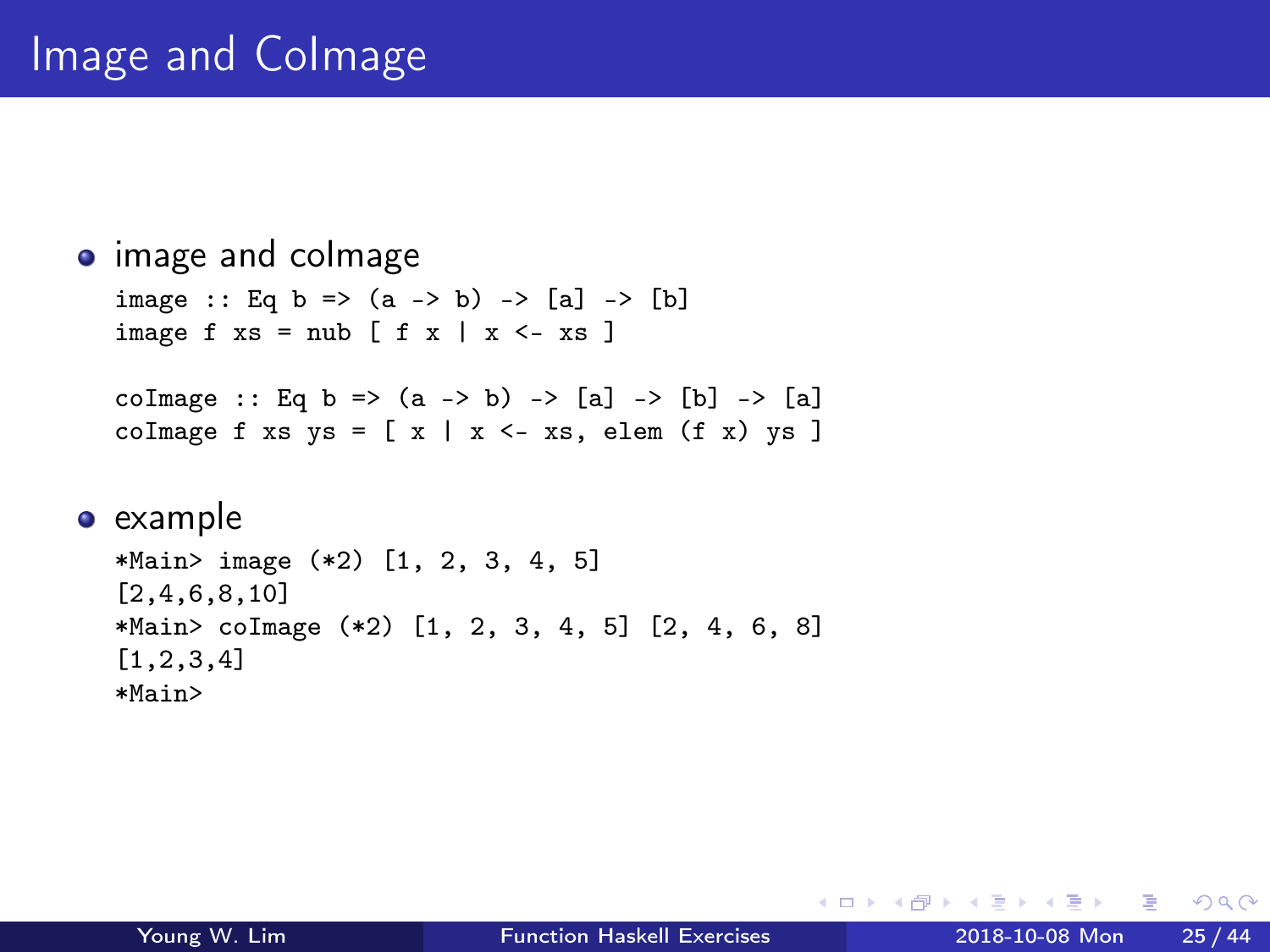# Image and CoImage

- image and coImage

```
image :: Eq b => (a -> b) -> [a] -> [b]
image f xs = nub [ f x | x <- xs ]

coImage :: Eq b => (a -> b) -> [a] -> [b] -> [a]
coImage f xs ys = [ x | x <- xs, elem (f x) ys ]
```

- example

```
*Main> image (*2) [1, 2, 3, 4, 5]
[2,4,6,8,10]
*Main> coImage (*2) [1, 2, 3, 4, 5] [2, 4, 6, 8]
[1,2,3,4]
*Main>
```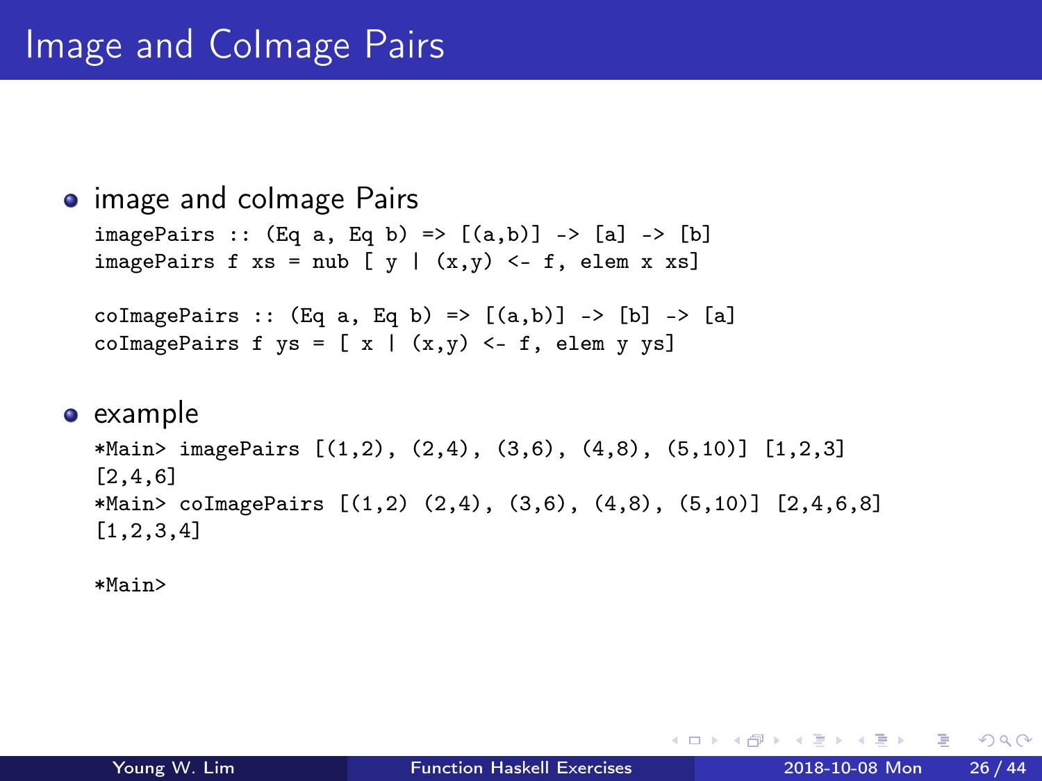# Image and CoImage Pairs

- image and coImage Pairs

```
imagePairs :: (Eq a, Eq b) => [(a,b)] -> [a] -> [b]
imagePairs f xs = nub [ y | (x,y) <- f, elem x xs]

coImagePairs :: (Eq a, Eq b) => [(a,b)] -> [b] -> [a]
coImagePairs f ys = [ x | (x,y) <- f, elem y ys]
```

- example

```
*Main> imagePairs [(1,2), (2,4), (3,6), (4,8), (5,10)] [1,2,3]
[2,4,6]
*Main> coImagePairs [(1,2) (2,4), (3,6), (4,8), (5,10)] [2,4,6,8]
[1,2,3,4]

*Main>
```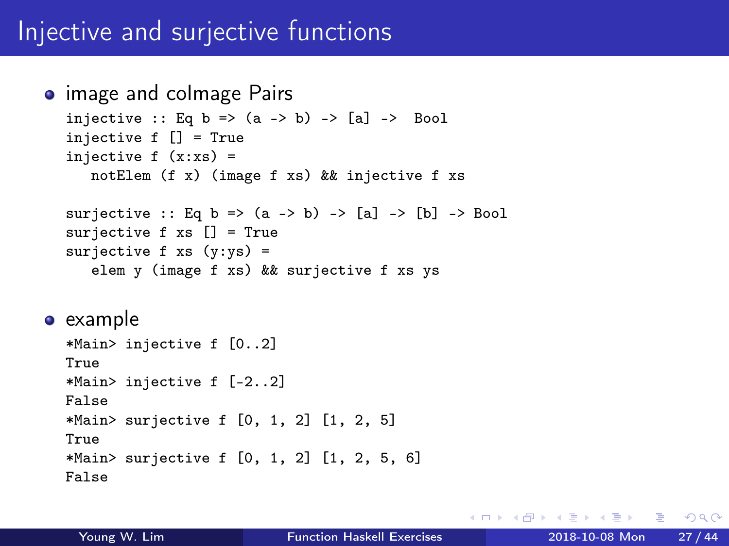# Injective and surjective functions

- image and coImage Pairs

```
injective :: Eq b => (a -> b) -> [a] ->  Bool
injective f [] = True
injective f (x:xs) =
   notElem (f x) (image f xs) && injective f xs

surjective :: Eq b => (a -> b) -> [a] -> [b] -> Bool
surjective f xs [] = True
surjective f xs (y:ys) =
   elem y (image f xs) && surjective f xs ys
```

- example

```
*Main> injective f [0..2]
True
*Main> injective f [-2..2]
False
*Main> surjective f [0, 1, 2] [1, 2, 5]
True
*Main> surjective f [0, 1, 2] [1, 2, 5, 6]
False
```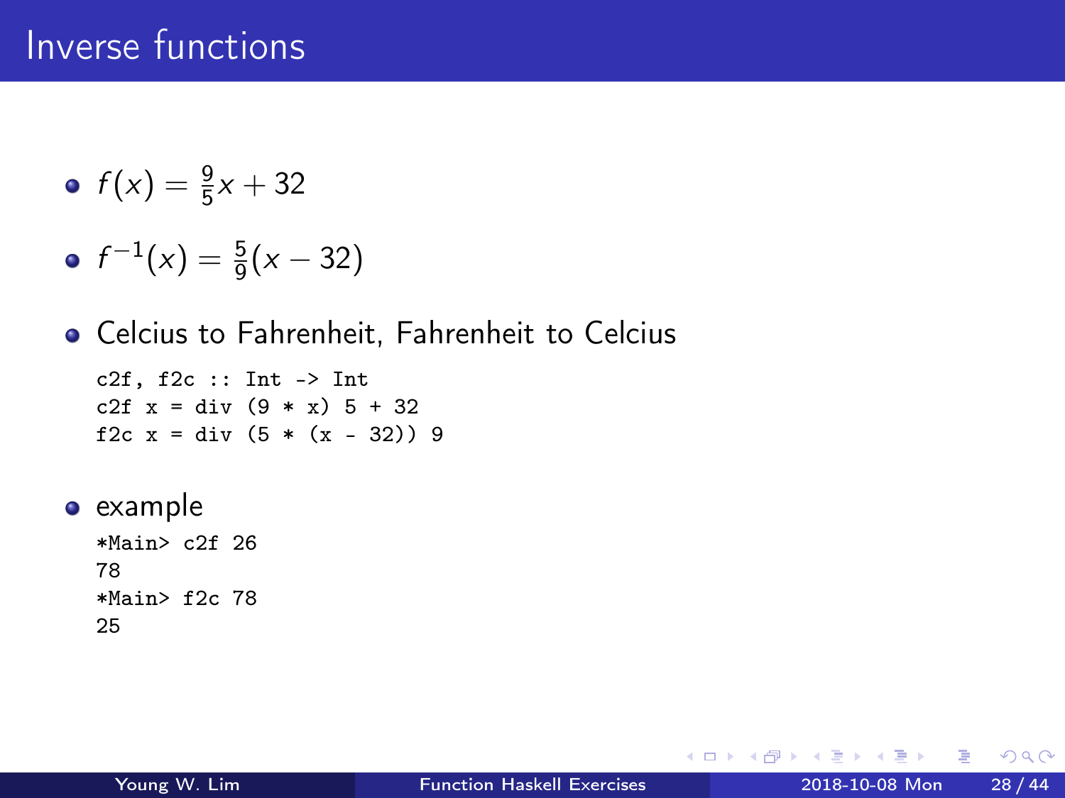# Inverse functions

- $f(x) = \frac{9}{5}x + 32$
- $f^{-1}(x) = \frac{5}{9}(x - 32)$
- Celcius to Fahrenheit, Fahrenheit to Celcius

```
c2f, f2c :: Int -> Int
c2f x = div (9 * x) 5 + 32
f2c x = div (5 * (x - 32)) 9
```

- example

```
*Main> c2f 26
78
*Main> f2c 78
25
```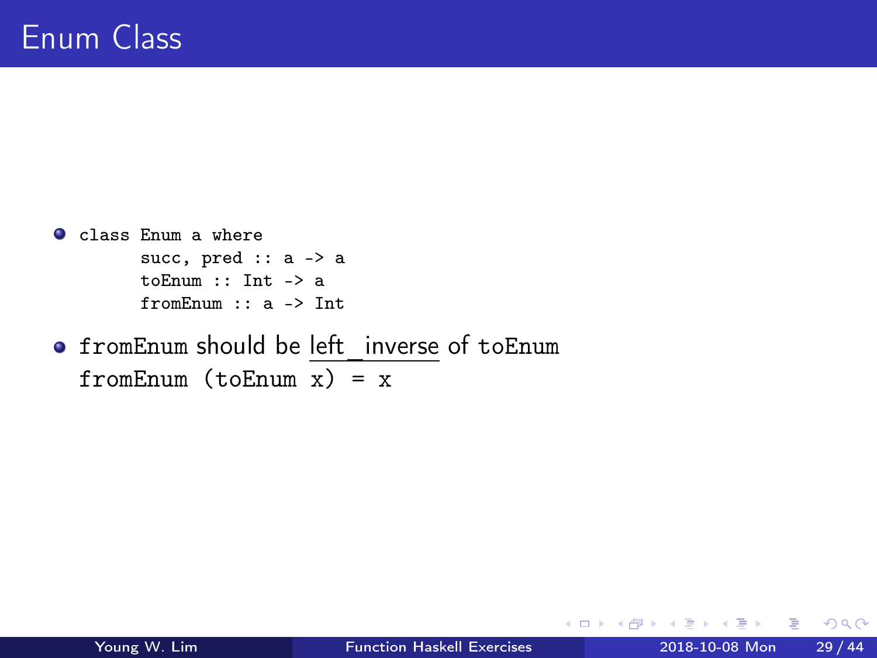# Enum Class

- ```
  class Enum a where
        succ, pred :: a -> a
        toEnum :: Int -> a
        fromEnum :: a -> Int
  ```
- `fromEnum` should be left_inverse of `toEnum`
  `fromEnum (toEnum x) = x`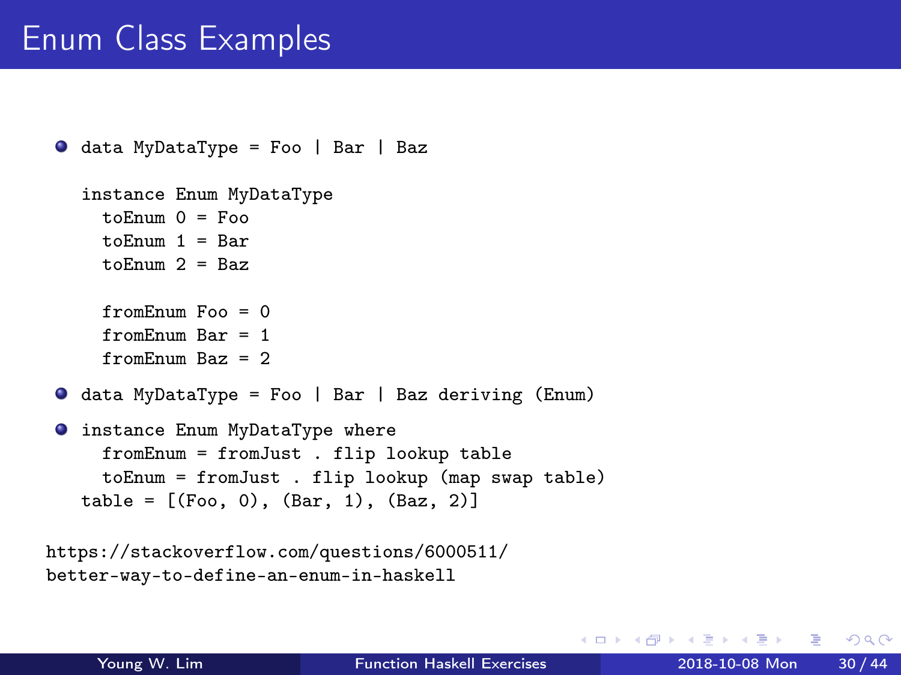# Enum Class Examples

- ```
  data MyDataType = Foo | Bar | Baz

  instance Enum MyDataType
    toEnum 0 = Foo
    toEnum 1 = Bar
    toEnum 2 = Baz

    fromEnum Foo = 0
    fromEnum Bar = 1
    fromEnum Baz = 2
  ```
- ```
  data MyDataType = Foo | Bar | Baz deriving (Enum)
  ```
- ```
  instance Enum MyDataType where
    fromEnum = fromJust . flip lookup table
    toEnum = fromJust . flip lookup (map swap table)
  table = [(Foo, 0), (Bar, 1), (Baz, 2)]
  ```

https://stackoverflow.com/questions/6000511/better-way-to-define-an-enum-in-haskell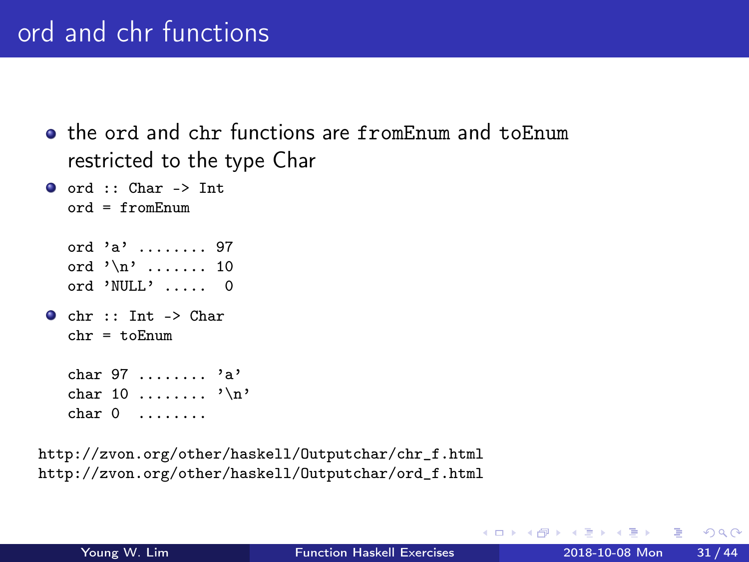# ord and chr functions

- the `ord` and `chr` functions are `fromEnum` and `toEnum` restricted to the type Char
- ```
  ord :: Char -> Int
  ord = fromEnum

  ord 'a' ........ 97
  ord '\n' ....... 10
  ord 'NULL' .....  0
  ```
- ```
  chr :: Int -> Char
  chr = toEnum

  char 97 ........ 'a'
  char 10 ........ '\n'
  char 0  ........
  ```

http://zvon.org/other/haskell/Outputchar/chr_f.html
http://zvon.org/other/haskell/Outputchar/ord_f.html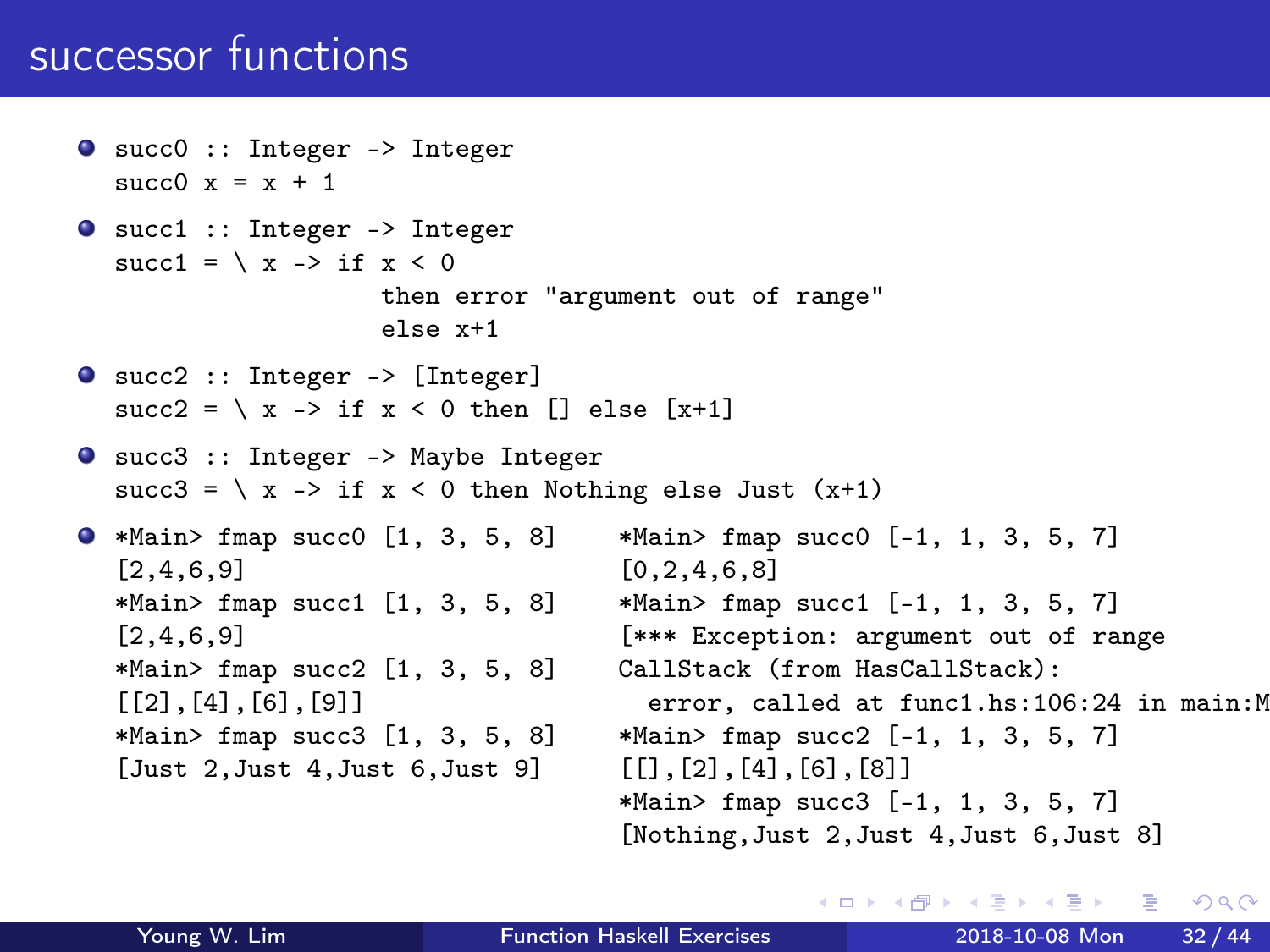# successor functions

- ```
  succ0 :: Integer -> Integer
  succ0 x = x + 1
  ```
- ```
  succ1 :: Integer -> Integer
  succ1 = \ x -> if x < 0
                 then error "argument out of range"
                 else x+1
  ```
- ```
  succ2 :: Integer -> [Integer]
  succ2 = \ x -> if x < 0 then [] else [x+1]
  ```
- ```
  succ3 :: Integer -> Maybe Integer
  succ3 = \ x -> if x < 0 then Nothing else Just (x+1)
  ```
- ```
  *Main> fmap succ0 [1, 3, 5, 8]
  [2,4,6,9]
  *Main> fmap succ1 [1, 3, 5, 8]
  [2,4,6,9]
  *Main> fmap succ2 [1, 3, 5, 8]
  [[2],[4],[6],[9]]
  *Main> fmap succ3 [1, 3, 5, 8]
  [Just 2,Just 4,Just 6,Just 9]
  ```

  ```
  *Main> fmap succ0 [-1, 1, 3, 5, 7]
  [0,2,4,6,8]
  *Main> fmap succ1 [-1, 1, 3, 5, 7]
  [*** Exception: argument out of range
  CallStack (from HasCallStack):
    error, called at func1.hs:106:24 in main:M
  *Main> fmap succ2 [-1, 1, 3, 5, 7]
  [[],[2],[4],[6],[8]]
  *Main> fmap succ3 [-1, 1, 3, 5, 7]
  [Nothing,Just 2,Just 4,Just 6,Just 8]
  ```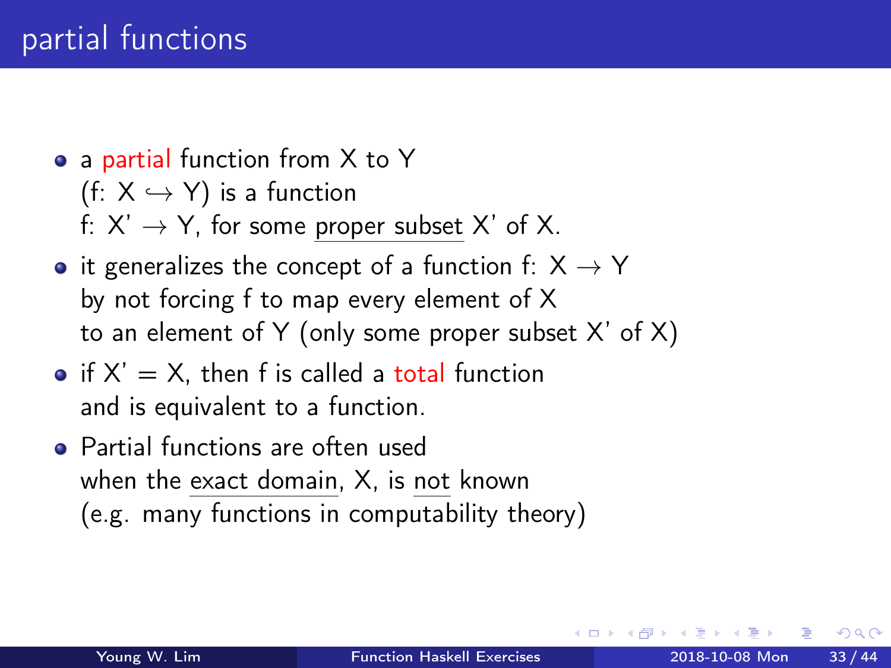# partial functions

- a partial function from X to Y
  (f: $X \hookrightarrow Y$) is a function
  f: $X' \rightarrow Y$, for some proper subset X' of X.
- it generalizes the concept of a function f: $X \rightarrow Y$
  by not forcing f to map every element of X
  to an element of Y (only some proper subset X' of X)
- if X' = X, then f is called a total function
  and is equivalent to a function.
- Partial functions are often used
  when the exact domain, X, is not known
  (e.g. many functions in computability theory)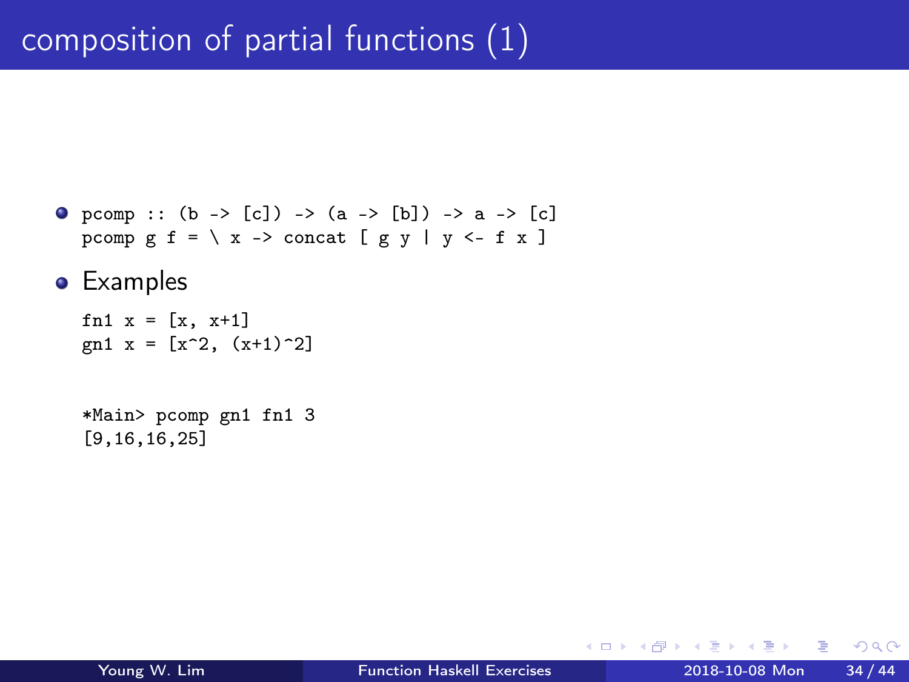# composition of partial functions (1)

- ```
  pcomp :: (b -> [c]) -> (a -> [b]) -> a -> [c]
  pcomp g f = \ x -> concat [ g y | y <- f x ]
  ```
- Examples

  ```
  fn1 x = [x, x+1]
  gn1 x = [x^2, (x+1)^2]
  ```

  ```
  *Main> pcomp gn1 fn1 3
  [9,16,16,25]
  ```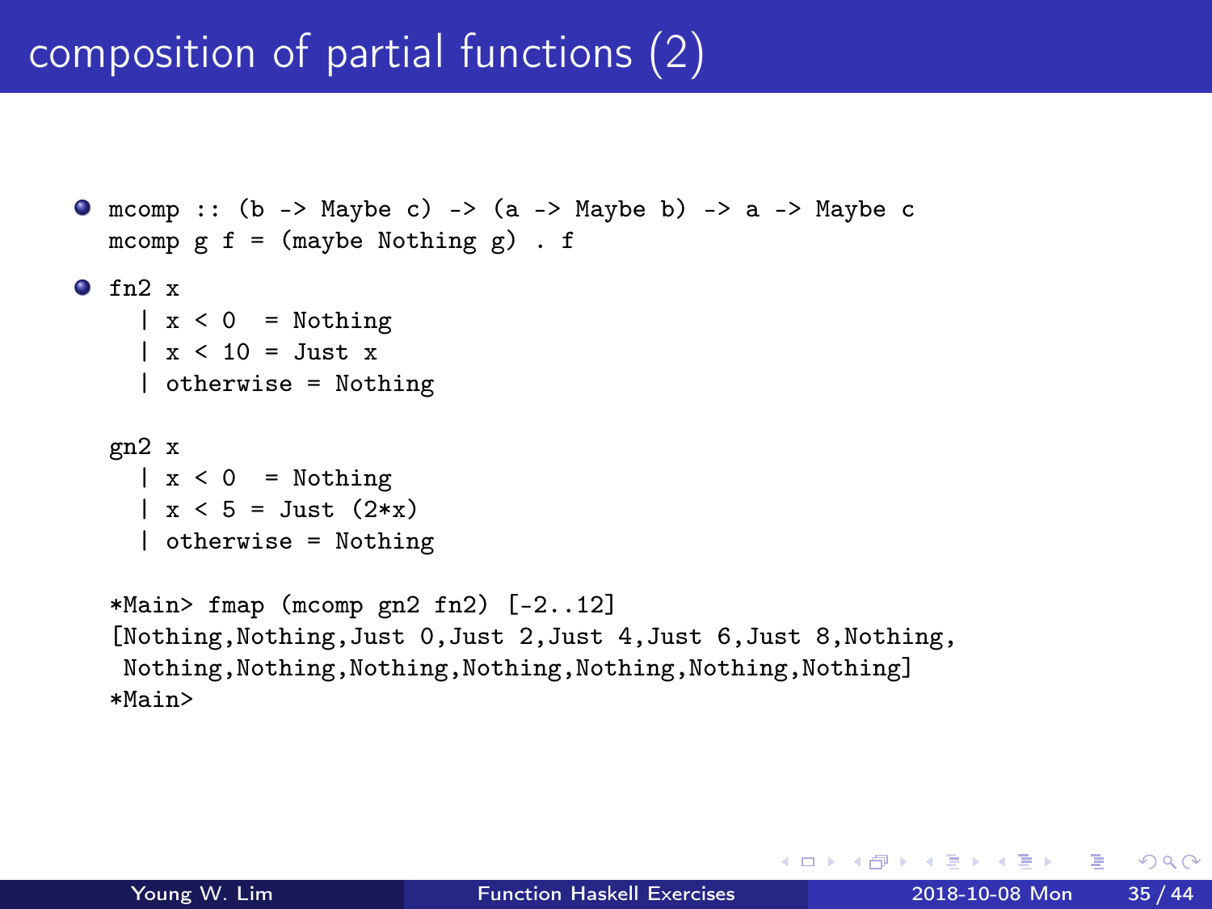# composition of partial functions (2)

- ```
  mcomp :: (b -> Maybe c) -> (a -> Maybe b) -> a -> Maybe c
  mcomp g f = (maybe Nothing g) . f
  ```

- ```
  fn2 x
    | x < 0  = Nothing
    | x < 10 = Just x
    | otherwise = Nothing

  gn2 x
    | x < 0  = Nothing
    | x < 5 = Just (2*x)
    | otherwise = Nothing

  *Main> fmap (mcomp gn2 fn2) [-2..12]
  [Nothing,Nothing,Just 0,Just 2,Just 4,Just 6,Just 8,Nothing,
   Nothing,Nothing,Nothing,Nothing,Nothing,Nothing,Nothing]
  *Main>
  ```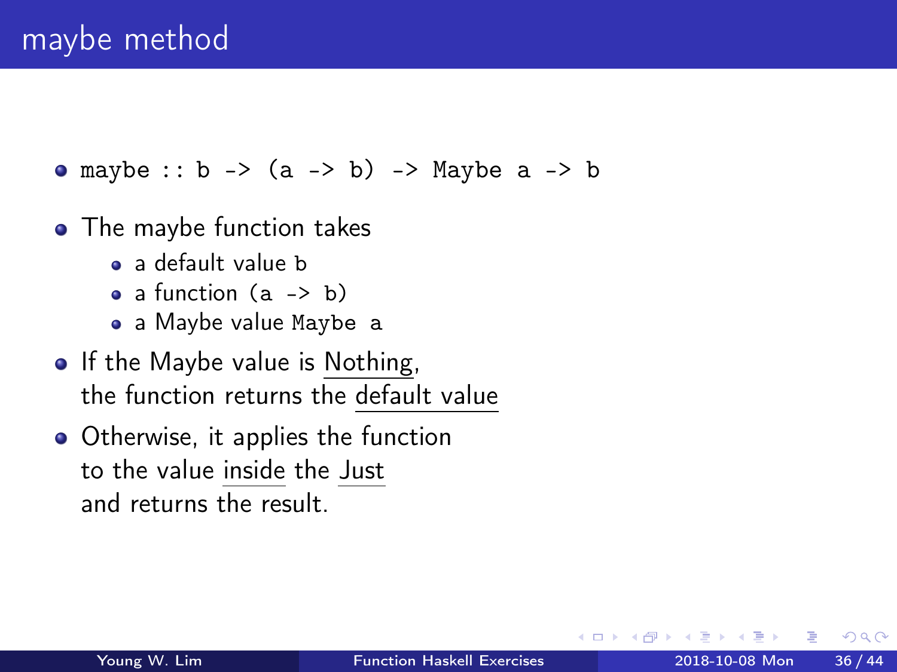# maybe method

- `maybe :: b -> (a -> b) -> Maybe a -> b`
- The maybe function takes
  - a default value `b`
  - a function `(a -> b)`
  - a Maybe value `Maybe a`
- If the Maybe value is Nothing, the function returns the default value
- Otherwise, it applies the function to the value inside the Just and returns the result.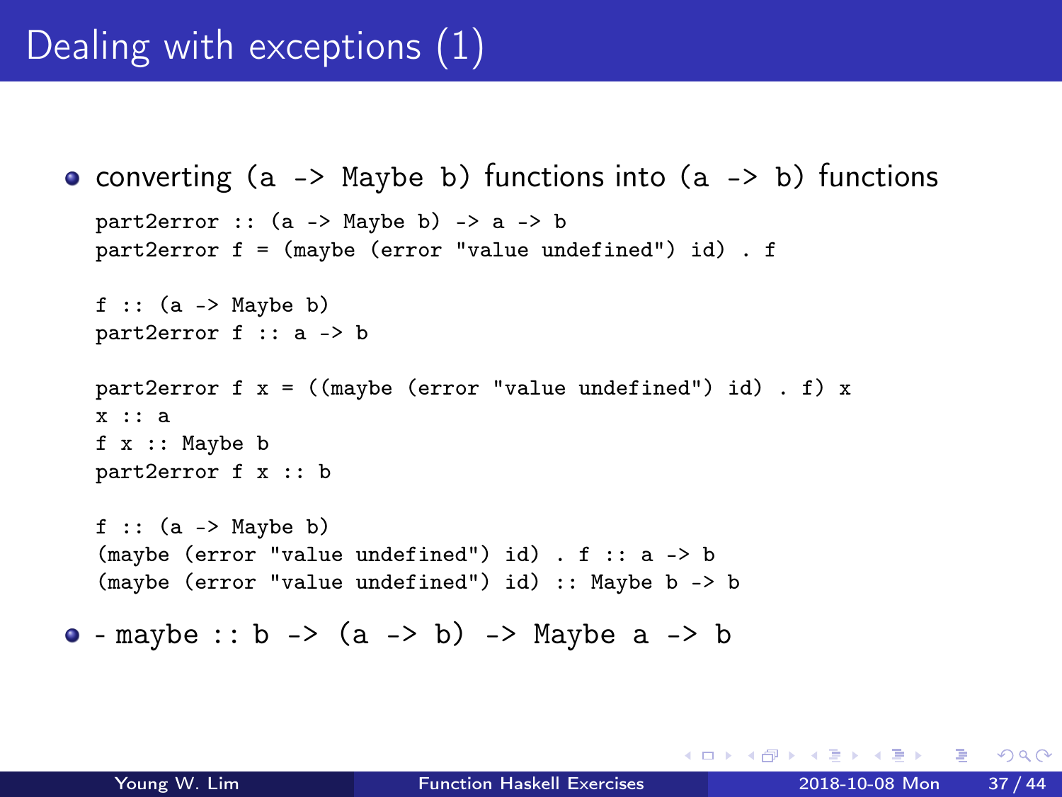# Dealing with exceptions (1)

- converting `(a -> Maybe b)` functions into `(a -> b)` functions

```
part2error :: (a -> Maybe b) -> a -> b
part2error f = (maybe (error "value undefined") id) . f

f :: (a -> Maybe b)
part2error f :: a -> b

part2error f x = ((maybe (error "value undefined") id) . f) x
x :: a
f x :: Maybe b
part2error f x :: b

f :: (a -> Maybe b)
(maybe (error "value undefined") id) . f :: a -> b
(maybe (error "value undefined") id) :: Maybe b -> b
```

- `- maybe :: b -> (a -> b) -> Maybe a -> b`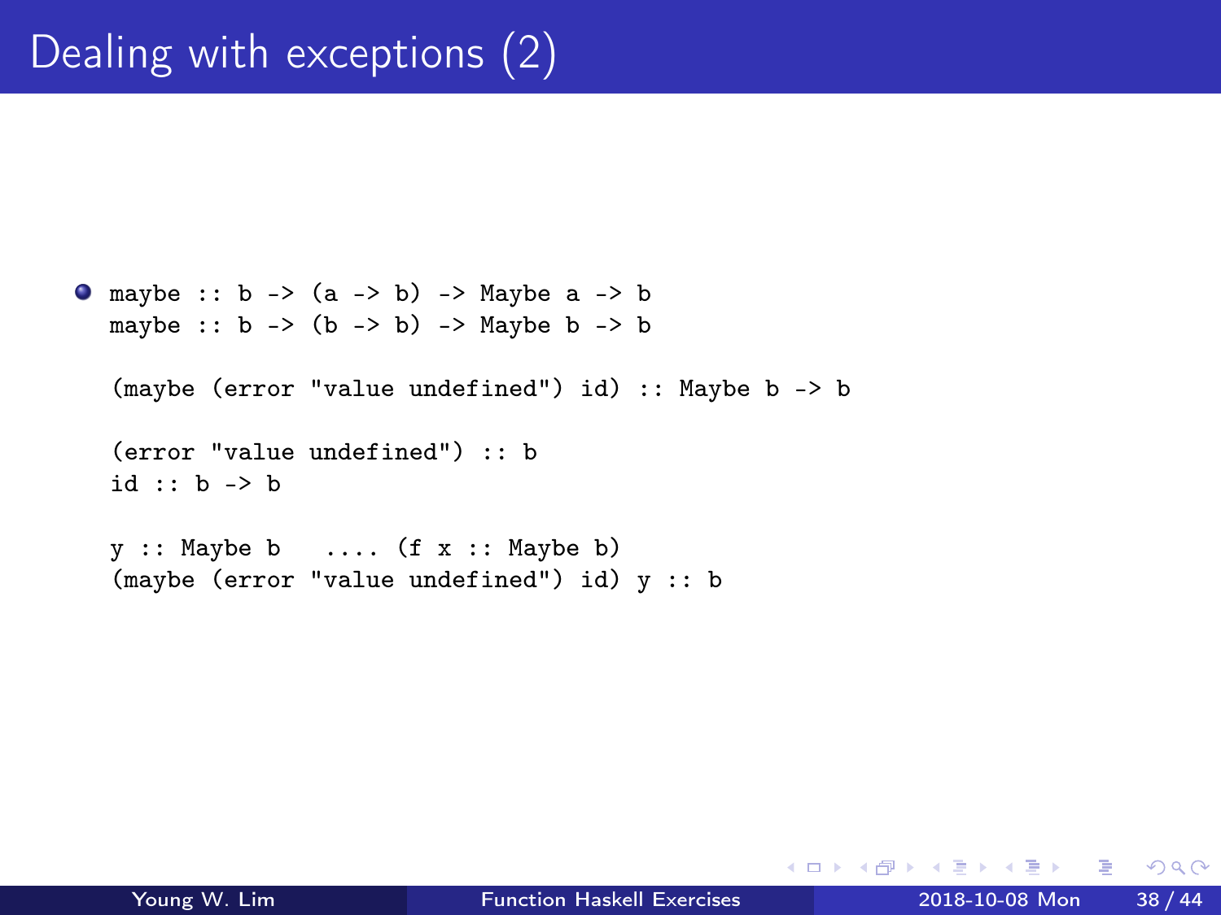# Dealing with exceptions (2)

- ```
  maybe :: b -> (a -> b) -> Maybe a -> b
  maybe :: b -> (b -> b) -> Maybe b -> b

  (maybe (error "value undefined") id) :: Maybe b -> b

  (error "value undefined") :: b
  id :: b -> b

  y :: Maybe b   .... (f x :: Maybe b)
  (maybe (error "value undefined") id) y :: b
  ```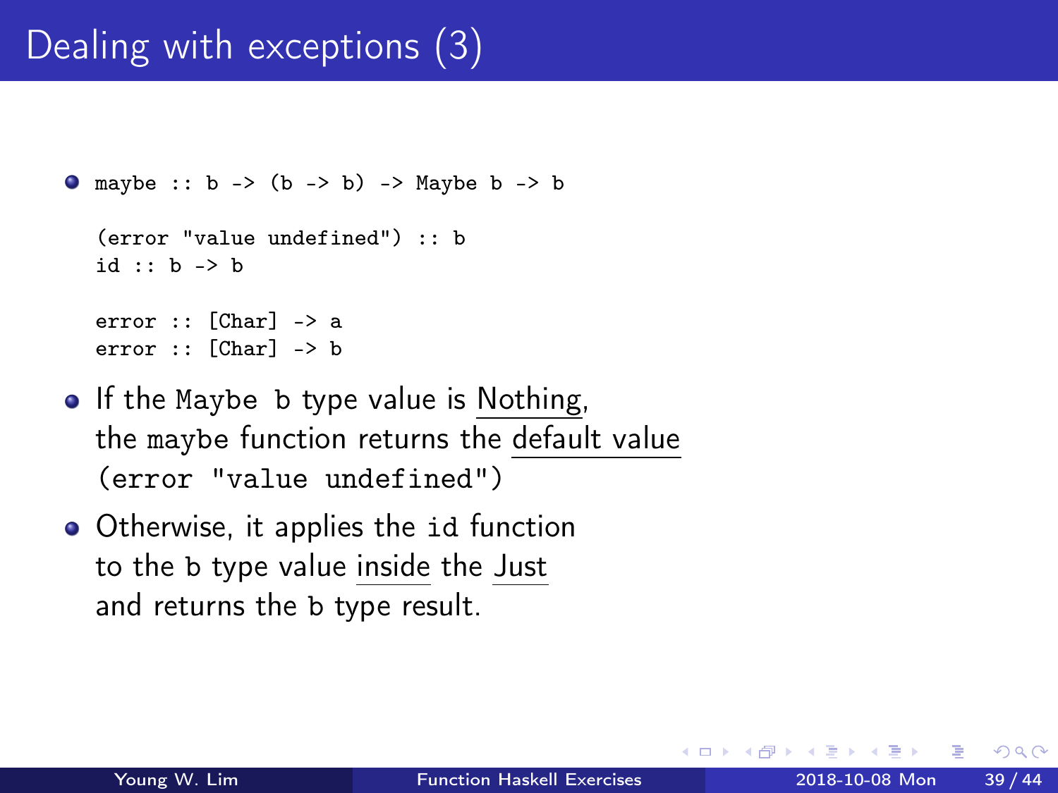# Dealing with exceptions (3)

- ```
  maybe :: b -> (b -> b) -> Maybe b -> b

  (error "value undefined") :: b
  id :: b -> b

  error :: [Char] -> a
  error :: [Char] -> b
  ```

- If the `Maybe b` type value is Nothing, the `maybe` function returns the default value `(error "value undefined")`
- Otherwise, it applies the `id` function to the `b` type value inside the Just and returns the `b` type result.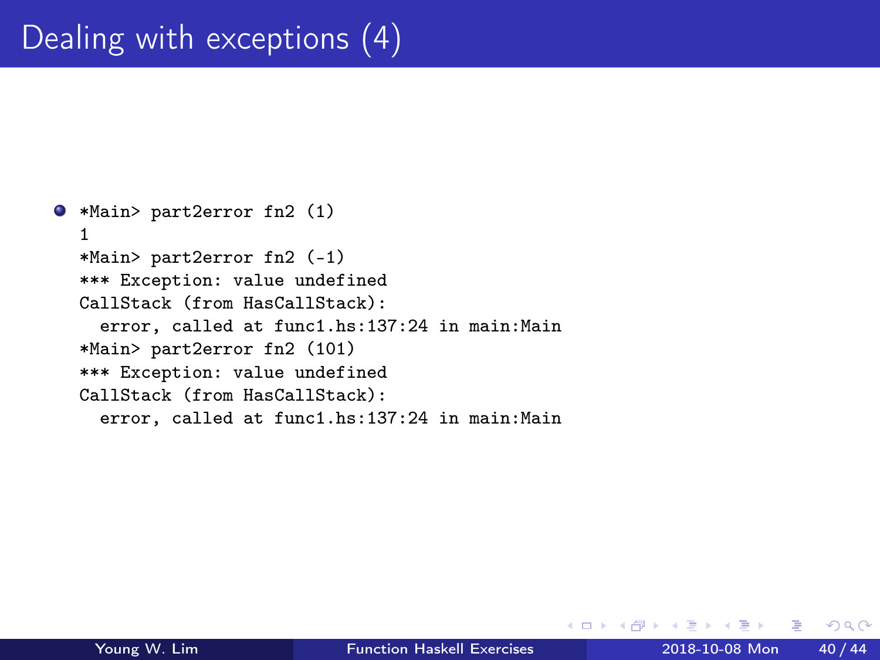# Dealing with exceptions (4)

- ```
  *Main> part2error fn2 (1)
  1
  *Main> part2error fn2 (-1)
  *** Exception: value undefined
  CallStack (from HasCallStack):
    error, called at func1.hs:137:24 in main:Main
  *Main> part2error fn2 (101)
  *** Exception: value undefined
  CallStack (from HasCallStack):
    error, called at func1.hs:137:24 in main:Main
  ```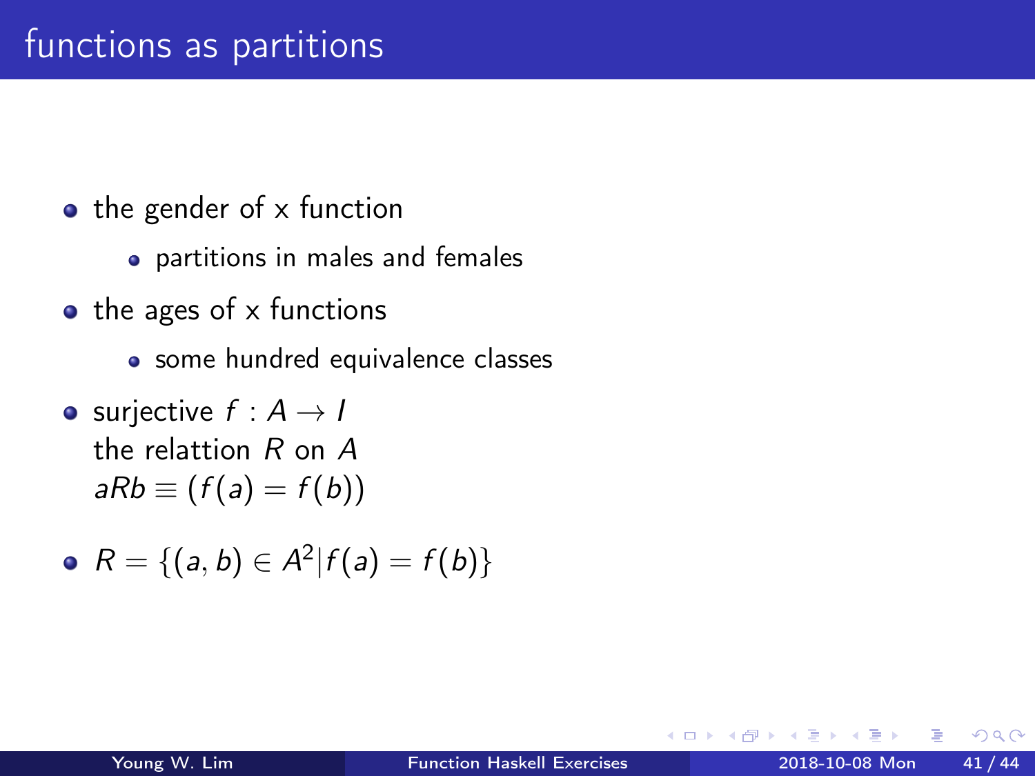# functions as partitions

- the gender of x function
  - partitions in males and females
- the ages of x functions
  - some hundred equivalence classes
- surjective $f : A \to I$
  the relattion $R$ on $A$
  $aRb \equiv (f(a) = f(b))$
- $R = \{(a, b) \in A^2 | f(a) = f(b)\}$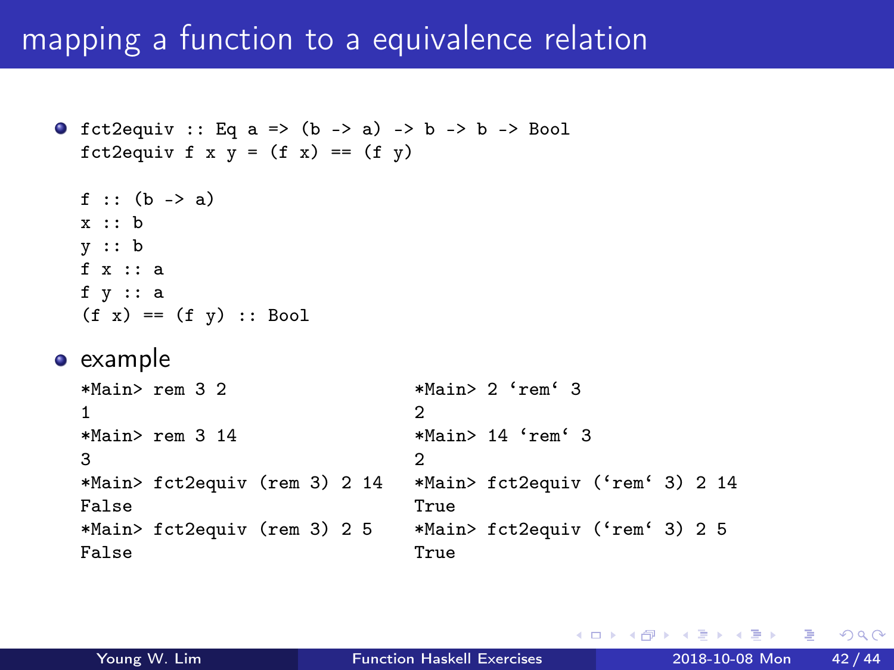# mapping a function to a equivalence relation

- ```
  fct2equiv :: Eq a => (b -> a) -> b -> b -> Bool
  fct2equiv f x y = (f x) == (f y)

  f :: (b -> a)
  x :: b
  y :: b
  f x :: a
  f y :: a
  (f x) == (f y) :: Bool
  ```

- example

  ```
  *Main> rem 3 2
  1
  *Main> rem 3 14
  3
  *Main> fct2equiv (rem 3) 2 14
  False
  *Main> fct2equiv (rem 3) 2 5
  False
  ```

  ```
  *Main> 2 `rem` 3
  2
  *Main> 14 `rem` 3
  2
  *Main> fct2equiv (`rem` 3) 2 14
  True
  *Main> fct2equiv (`rem` 3) 2 5
  True
  ```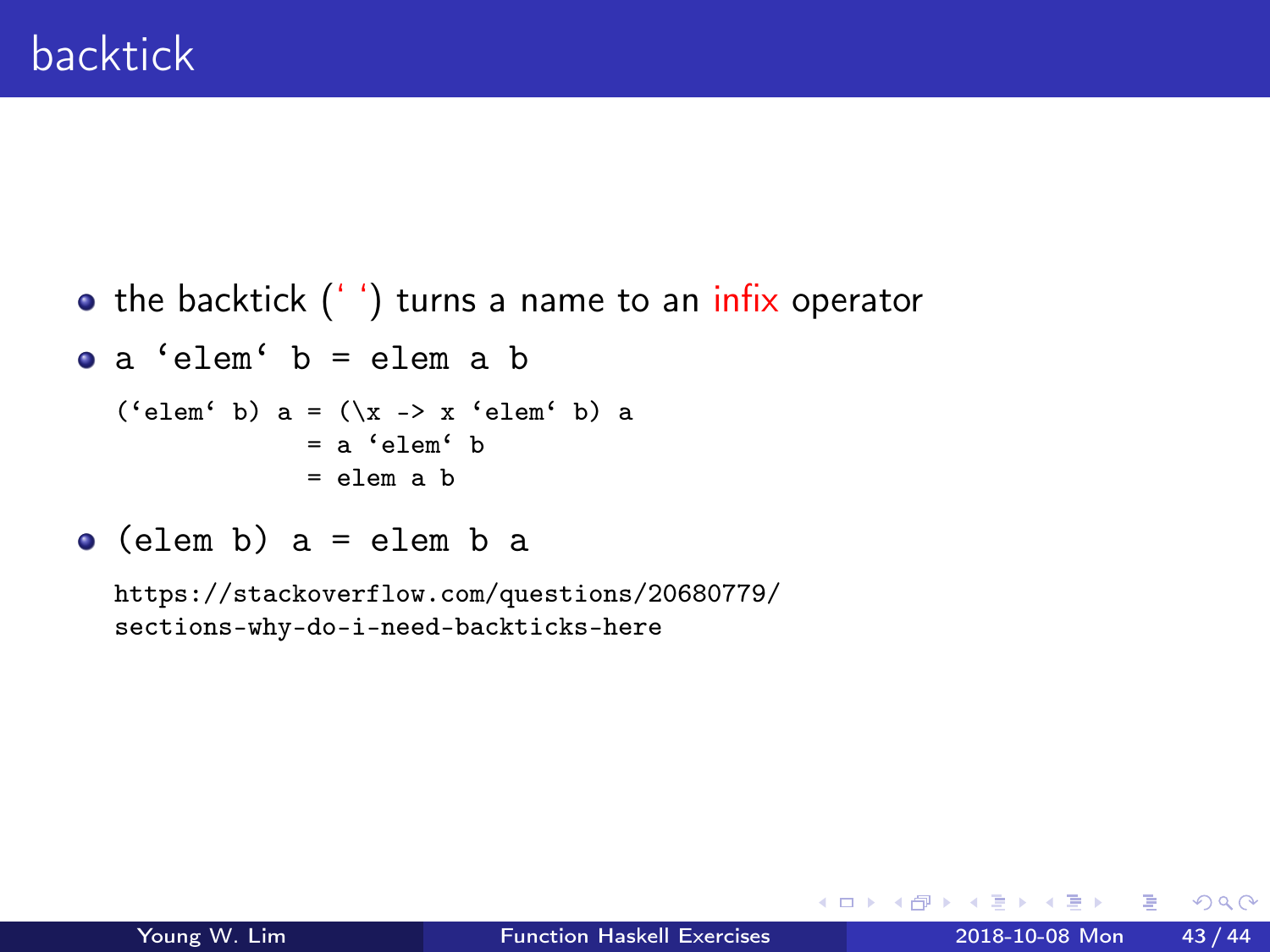# backtick

- the backtick (‘ ‘) turns a name to an infix operator
- `a ‘elem‘ b = elem a b`

```
(‘elem‘ b) a = (\x -> x ‘elem‘ b) a
             = a ‘elem‘ b
             = elem a b
```

- `(elem b) a = elem b a`

https://stackoverflow.com/questions/20680779/sections-why-do-i-need-backticks-here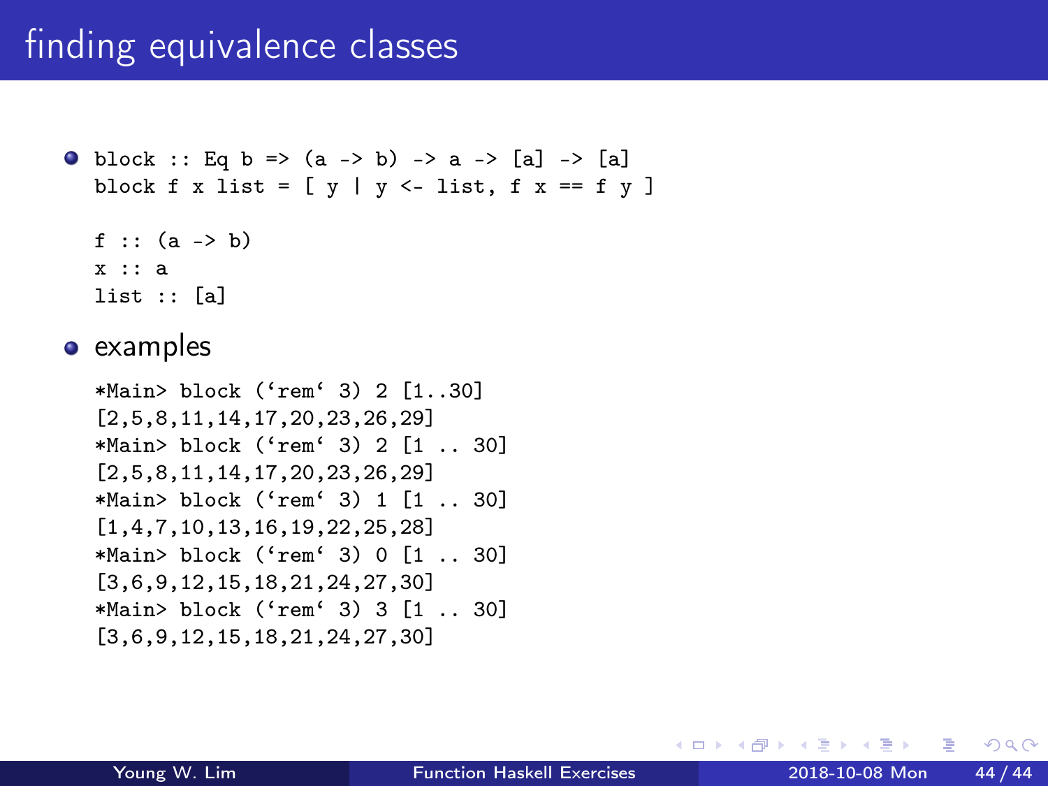# finding equivalence classes

- ```
  block :: Eq b => (a -> b) -> a -> [a] -> [a]
  block f x list = [ y | y <- list, f x == f y ]

  f :: (a -> b)
  x :: a
  list :: [a]
  ```

- examples

  ```
  *Main> block (`rem` 3) 2 [1..30]
  [2,5,8,11,14,17,20,23,26,29]
  *Main> block (`rem` 3) 2 [1 .. 30]
  [2,5,8,11,14,17,20,23,26,29]
  *Main> block (`rem` 3) 1 [1 .. 30]
  [1,4,7,10,13,16,19,22,25,28]
  *Main> block (`rem` 3) 0 [1 .. 30]
  [3,6,9,12,15,18,21,24,27,30]
  *Main> block (`rem` 3) 3 [1 .. 30]
  [3,6,9,12,15,18,21,24,27,30]
  ```